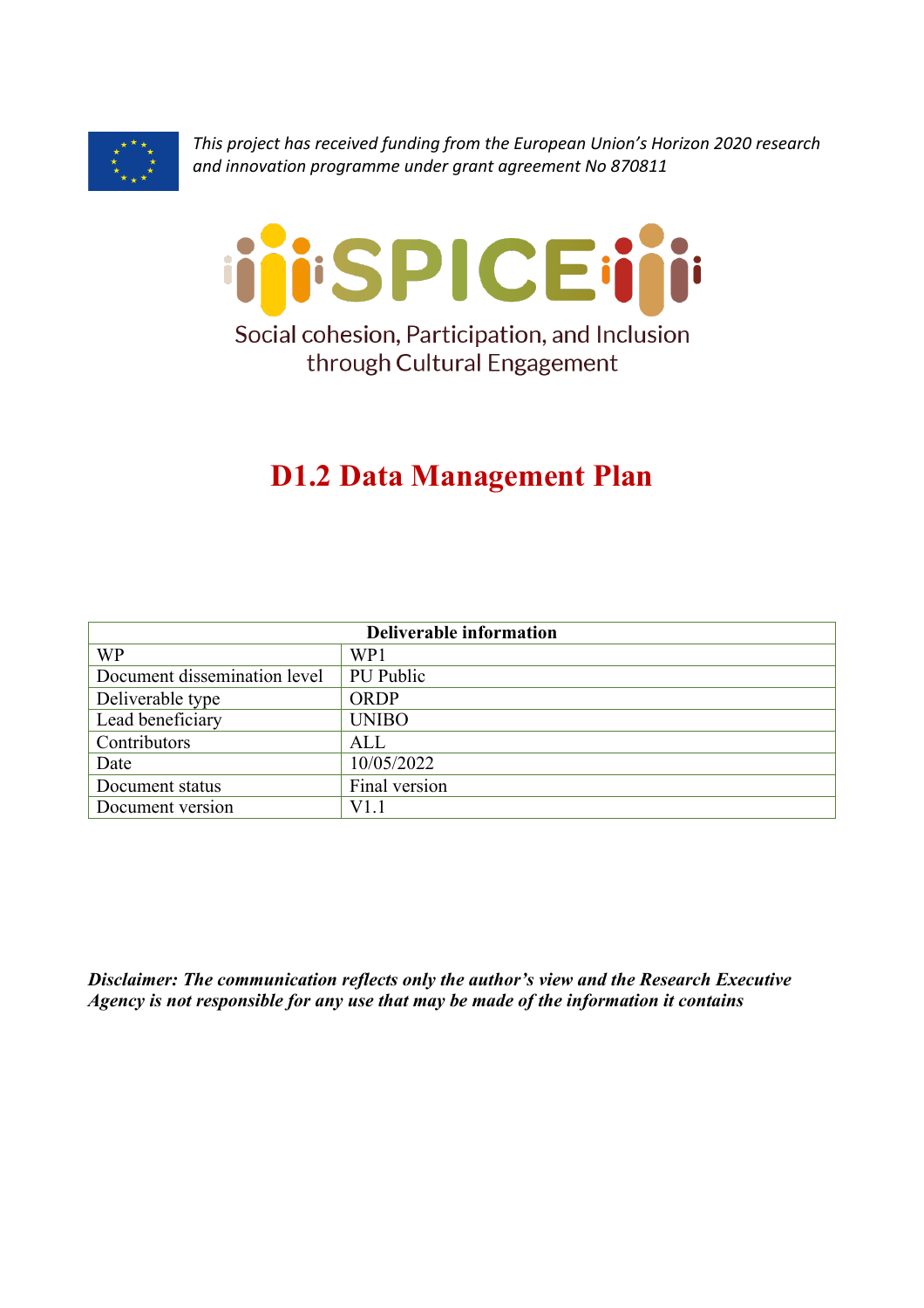*This project has received funding from the European Union's Horizon 2020 research and innovation programme under grant agreement No 870811*

SPICE

Social cohesion, Participation, and Inclusion through Cultural Engagement

# D1.2 Data Management Plan

| Deliverable information | |
|---|---|
| WP | WP1 |
| Document dissemination level | PU Public |
| Deliverable type | ORDP |
| Lead beneficiary | UNIBO |
| Contributors | ALL |
| Date | 10/05/2022 |
| Document status | Final version |
| Document version | V1.1 |

***Disclaimer: The communication reflects only the author's view and the Research Executive Agency is not responsible for any use that may be made of the information it contains***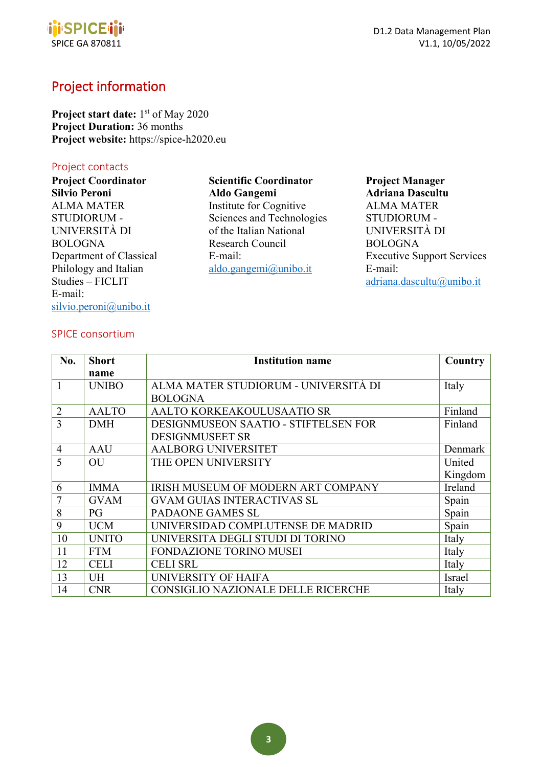# Project information

**Project start date:** 1st of May 2020
**Project Duration:** 36 months
**Project website:** https://spice-h2020.eu

## Project contacts

**Project Coordinator**
**Silvio Peroni**
ALMA MATER STUDIORUM - UNIVERSITÀ DI BOLOGNA
Department of Classical Philology and Italian Studies – FICLIT
E-mail: silvio.peroni@unibo.it

**Scientific Coordinator**
**Aldo Gangemi**
Institute for Cognitive Sciences and Technologies of the Italian National Research Council
E-mail: aldo.gangemi@unibo.it

**Project Manager**
**Adriana Dascultu**
ALMA MATER STUDIORUM - UNIVERSITÀ DI BOLOGNA
Executive Support Services
E-mail: adriana.dascultu@unibo.it

## SPICE consortium

| No. | Short name | Institution name | Country |
|---|---|---|---|
| 1 | UNIBO | ALMA MATER STUDIORUM - UNIVERSITÀ DI BOLOGNA | Italy |
| 2 | AALTO | AALTO KORKEAKOULUSAATIO SR | Finland |
| 3 | DMH | DESIGNMUSEON SAATIO - STIFTELSEN FOR DESIGNMUSEET SR | Finland |
| 4 | AAU | AALBORG UNIVERSITET | Denmark |
| 5 | OU | THE OPEN UNIVERSITY | United Kingdom |
| 6 | IMMA | IRISH MUSEUM OF MODERN ART COMPANY | Ireland |
| 7 | GVAM | GVAM GUIAS INTERACTIVAS SL | Spain |
| 8 | PG | PADAONE GAMES SL | Spain |
| 9 | UCM | UNIVERSIDAD COMPLUTENSE DE MADRID | Spain |
| 10 | UNITO | UNIVERSITA DEGLI STUDI DI TORINO | Italy |
| 11 | FTM | FONDAZIONE TORINO MUSEI | Italy |
| 12 | CELI | CELI SRL | Italy |
| 13 | UH | UNIVERSITY OF HAIFA | Israel |
| 14 | CNR | CONSIGLIO NAZIONALE DELLE RICERCHE | Italy |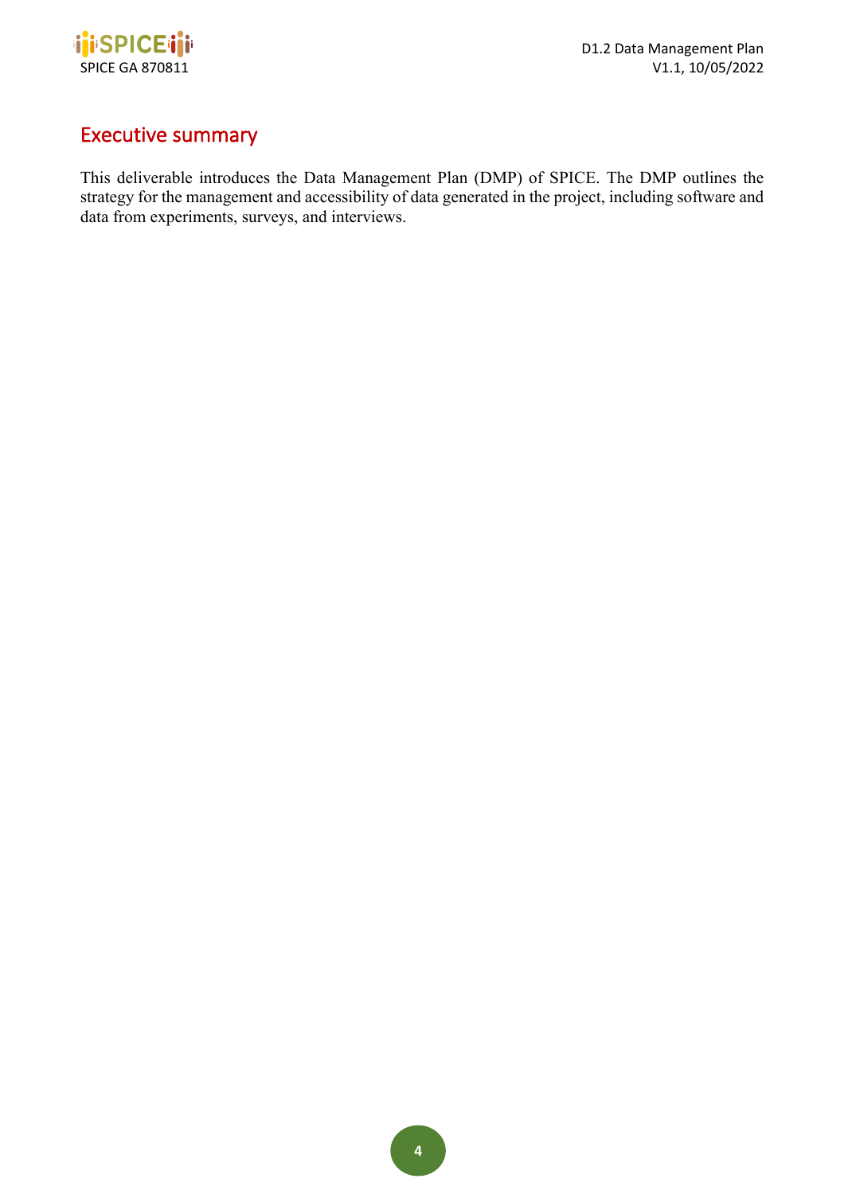# Executive summary

This deliverable introduces the Data Management Plan (DMP) of SPICE. The DMP outlines the strategy for the management and accessibility of data generated in the project, including software and data from experiments, surveys, and interviews.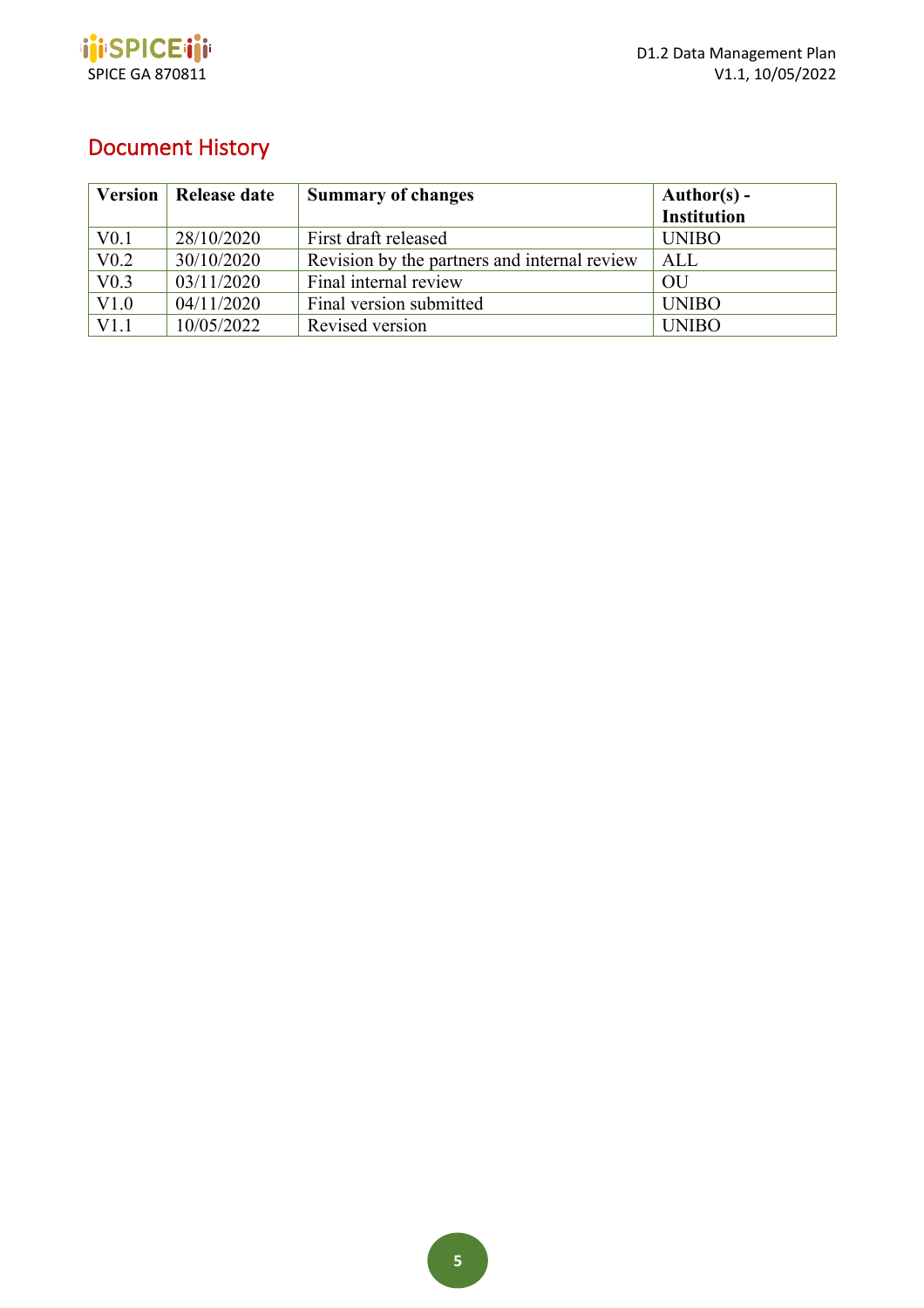## Document History

| Version | Release date | Summary of changes | Author(s) - Institution |
|---|---|---|---|
| V0.1 | 28/10/2020 | First draft released | UNIBO |
| V0.2 | 30/10/2020 | Revision by the partners and internal review | ALL |
| V0.3 | 03/11/2020 | Final internal review | OU |
| V1.0 | 04/11/2020 | Final version submitted | UNIBO |
| V1.1 | 10/05/2022 | Revised version | UNIBO |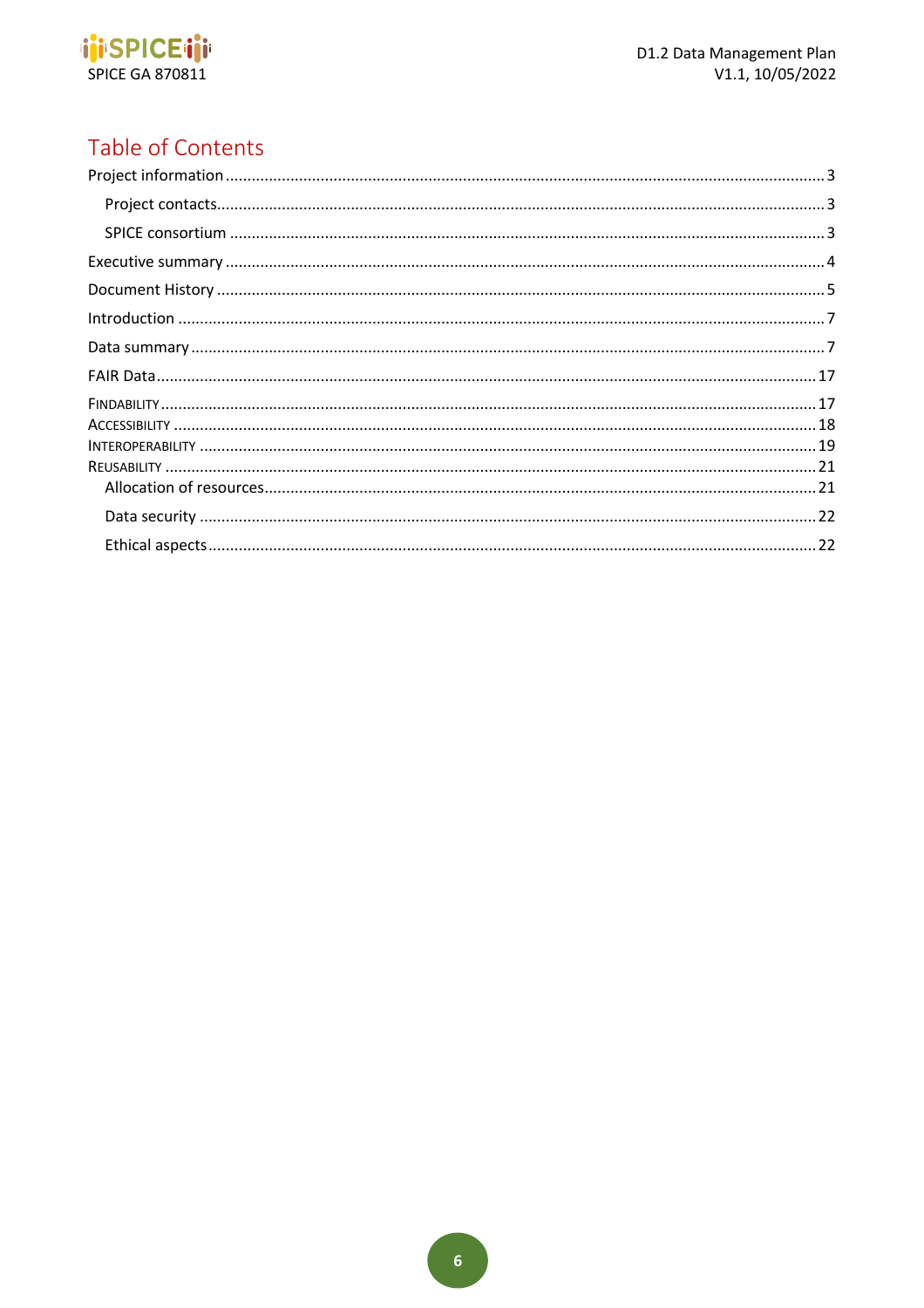# Table of Contents

Project information ........................................................................ 3

  Project contacts........................................................................ 3

  SPICE consortium ....................................................................... 3

Executive summary ........................................................................ 4

Document History ........................................................................ 5

Introduction ........................................................................ 7

Data summary ........................................................................ 7

FAIR Data ........................................................................ 17

FINDABILITY ........................................................................ 17

ACCESSIBILITY ........................................................................ 18

INTEROPERABILITY ........................................................................ 19

REUSABILITY ........................................................................ 21

  Allocation of resources ........................................................................ 21

  Data security ........................................................................ 22

  Ethical aspects ........................................................................ 22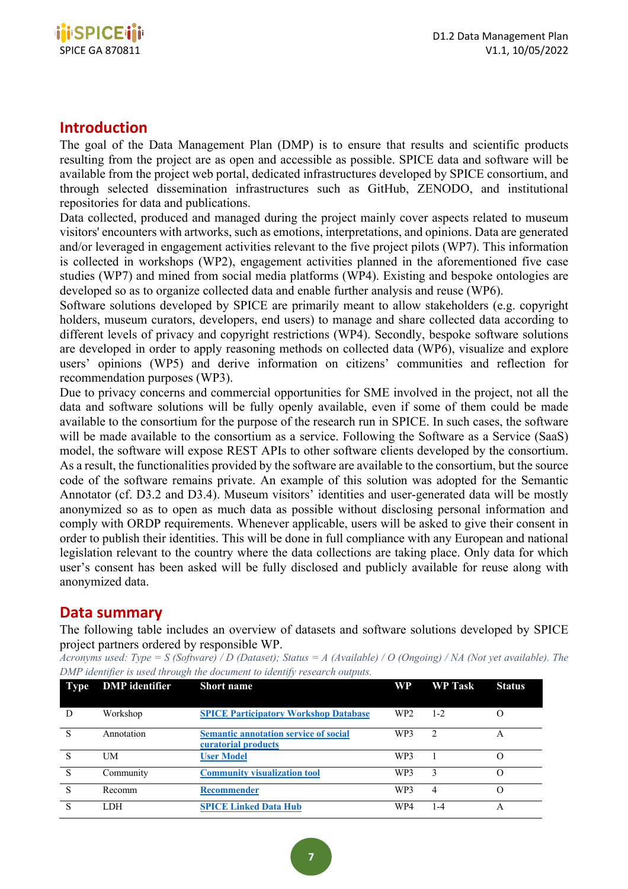## Introduction

The goal of the Data Management Plan (DMP) is to ensure that results and scientific products resulting from the project are as open and accessible as possible. SPICE data and software will be available from the project web portal, dedicated infrastructures developed by SPICE consortium, and through selected dissemination infrastructures such as GitHub, ZENODO, and institutional repositories for data and publications.

Data collected, produced and managed during the project mainly cover aspects related to museum visitors' encounters with artworks, such as emotions, interpretations, and opinions. Data are generated and/or leveraged in engagement activities relevant to the five project pilots (WP7). This information is collected in workshops (WP2), engagement activities planned in the aforementioned five case studies (WP7) and mined from social media platforms (WP4). Existing and bespoke ontologies are developed so as to organize collected data and enable further analysis and reuse (WP6).

Software solutions developed by SPICE are primarily meant to allow stakeholders (e.g. copyright holders, museum curators, developers, end users) to manage and share collected data according to different levels of privacy and copyright restrictions (WP4). Secondly, bespoke software solutions are developed in order to apply reasoning methods on collected data (WP6), visualize and explore users' opinions (WP5) and derive information on citizens' communities and reflection for recommendation purposes (WP3).

Due to privacy concerns and commercial opportunities for SME involved in the project, not all the data and software solutions will be fully openly available, even if some of them could be made available to the consortium for the purpose of the research run in SPICE. In such cases, the software will be made available to the consortium as a service. Following the Software as a Service (SaaS) model, the software will expose REST APIs to other software clients developed by the consortium. As a result, the functionalities provided by the software are available to the consortium, but the source code of the software remains private. An example of this solution was adopted for the Semantic Annotator (cf. D3.2 and D3.4). Museum visitors' identities and user-generated data will be mostly anonymized so as to open as much data as possible without disclosing personal information and comply with ORDP requirements. Whenever applicable, users will be asked to give their consent in order to publish their identities. This will be done in full compliance with any European and national legislation relevant to the country where the data collections are taking place. Only data for which user's consent has been asked will be fully disclosed and publicly available for reuse along with anonymized data.

## Data summary

The following table includes an overview of datasets and software solutions developed by SPICE project partners ordered by responsible WP.

*Acronyms used: Type = S (Software) / D (Dataset); Status = A (Available) / O (Ongoing) / NA (Not yet available). The DMP identifier is used through the document to identify research outputs.*

| Type | DMP identifier | Short name | WP | WP Task | Status |
|---|---|---|---|---|---|
| D | Workshop | SPICE Participatory Workshop Database | WP2 | 1-2 | O |
| S | Annotation | Semantic annotation service of social curatorial products | WP3 | 2 | A |
| S | UM | User Model | WP3 | 1 | O |
| S | Community | Community visualization tool | WP3 | 3 | O |
| S | Recomm | Recommender | WP3 | 4 | O |
| S | LDH | SPICE Linked Data Hub | WP4 | 1-4 | A |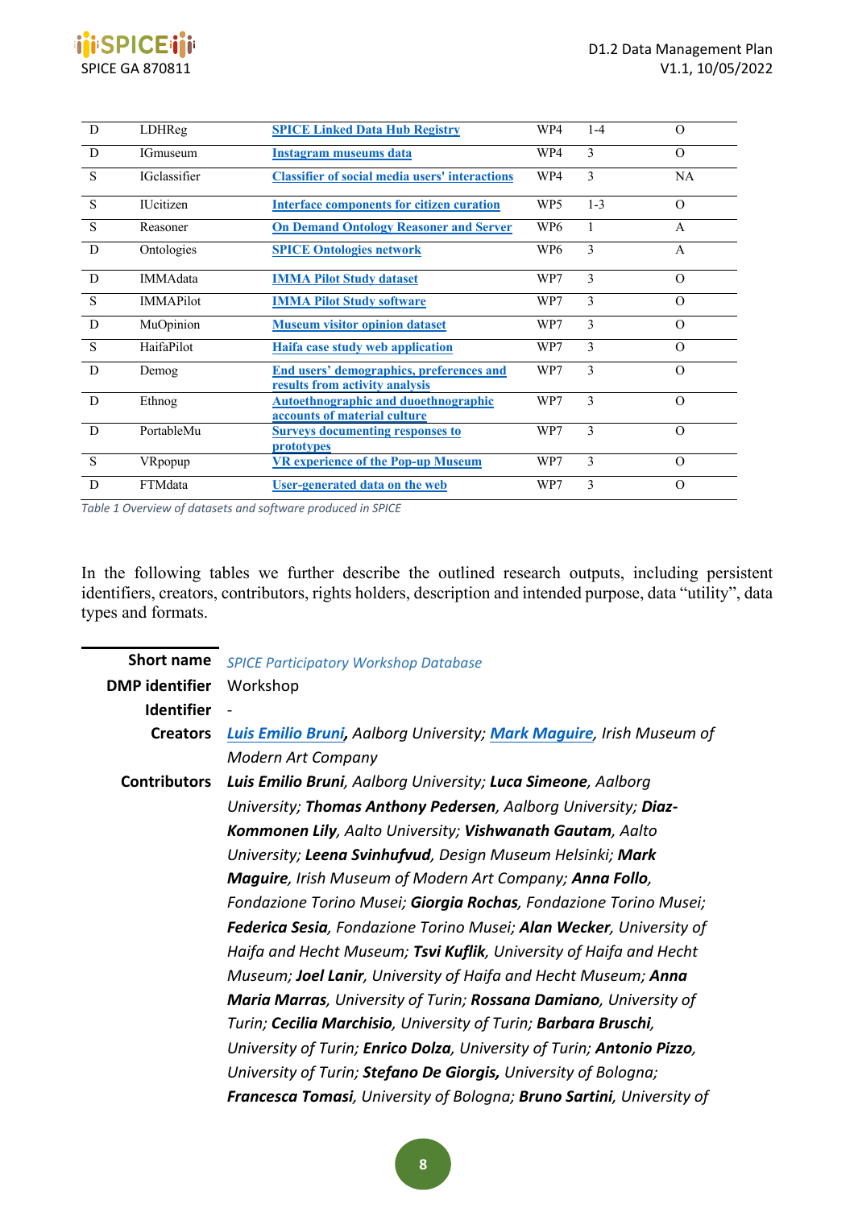| | | | | | |
|---|---|---|---|---|---|
| D | LDHReg | SPICE Linked Data Hub Registry | WP4 | 1-4 | O |
| D | IGmuseum | Instagram museums data | WP4 | 3 | O |
| S | IGclassifier | Classifier of social media users' interactions | WP4 | 3 | NA |
| S | IUcitizen | Interface components for citizen curation | WP5 | 1-3 | O |
| S | Reasoner | On Demand Ontology Reasoner and Server | WP6 | 1 | A |
| D | Ontologies | SPICE Ontologies network | WP6 | 3 | A |
| D | IMMAdata | IMMA Pilot Study dataset | WP7 | 3 | O |
| S | IMMAPilot | IMMA Pilot Study software | WP7 | 3 | O |
| D | MuOpinion | Museum visitor opinion dataset | WP7 | 3 | O |
| S | HaifaPilot | Haifa case study web application | WP7 | 3 | O |
| D | Demog | End users' demographics, preferences and results from activity analysis | WP7 | 3 | O |
| D | Ethnog | Autoethnographic and duoethnographic accounts of material culture | WP7 | 3 | O |
| D | PortableMu | Surveys documenting responses to prototypes | WP7 | 3 | O |
| S | VRpopup | VR experience of the Pop-up Museum | WP7 | 3 | O |
| D | FTMdata | User-generated data on the web | WP7 | 3 | O |

*Table 1 Overview of datasets and software produced in SPICE*

In the following tables we further describe the outlined research outputs, including persistent identifiers, creators, contributors, rights holders, description and intended purpose, data "utility", data types and formats.

| | |
|---|---|
| **Short name** | *SPICE Participatory Workshop Database* |
| **DMP identifier** | Workshop |
| **Identifier** | - |
| **Creators** | ***Luis Emilio Bruni***, *Aalborg University;* ***Mark Maguire***, *Irish Museum of Modern Art Company* |
| **Contributors** | ***Luis Emilio Bruni***, *Aalborg University;* ***Luca Simeone***, *Aalborg University;* ***Thomas Anthony Pedersen***, *Aalborg University;* ***Diaz-Kommonen Lily***, *Aalto University;* ***Vishwanath Gautam***, *Aalto University;* ***Leena Svinhufvud***, *Design Museum Helsinki;* ***Mark Maguire***, *Irish Museum of Modern Art Company;* ***Anna Follo***, *Fondazione Torino Musei;* ***Giorgia Rochas***, *Fondazione Torino Musei;* ***Federica Sesia***, *Fondazione Torino Musei;* ***Alan Wecker***, *University of Haifa and Hecht Museum;* ***Tsvi Kuflik***, *University of Haifa and Hecht Museum;* ***Joel Lanir***, *University of Haifa and Hecht Museum;* ***Anna Maria Marras***, *University of Turin;* ***Rossana Damiano***, *University of Turin;* ***Cecilia Marchisio***, *University of Turin;* ***Barbara Bruschi***, *University of Turin;* ***Enrico Dolza***, *University of Turin;* ***Antonio Pizzo***, *University of Turin;* ***Stefano De Giorgis,*** *University of Bologna;* ***Francesca Tomasi***, *University of Bologna;* ***Bruno Sartini***, *University of* |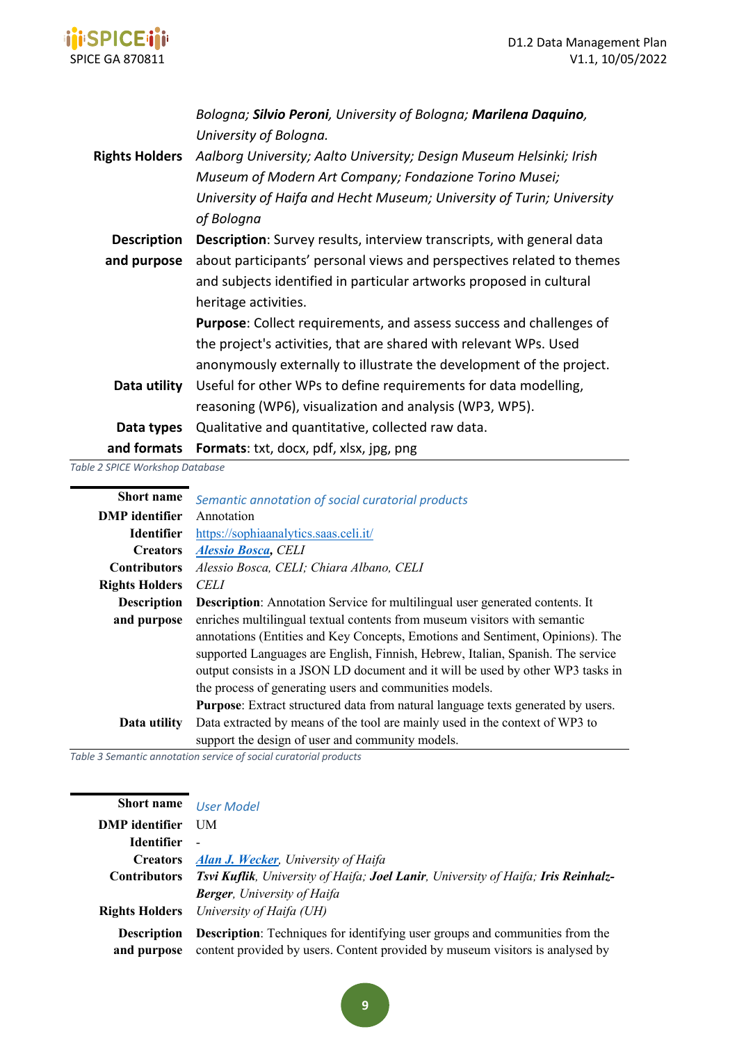| | |
|---|---|
| | *Bologna; **Silvio Peroni**, University of Bologna; **Marilena Daquino**, University of Bologna.* |
| **Rights Holders** | *Aalborg University; Aalto University; Design Museum Helsinki; Irish Museum of Modern Art Company; Fondazione Torino Musei; University of Haifa and Hecht Museum; University of Turin; University of Bologna* |
| **Description and purpose** | **Description**: Survey results, interview transcripts, with general data about participants' personal views and perspectives related to themes and subjects identified in particular artworks proposed in cultural heritage activities. **Purpose**: Collect requirements, and assess success and challenges of the project's activities, that are shared with relevant WPs. Used anonymously externally to illustrate the development of the project. |
| **Data utility** | Useful for other WPs to define requirements for data modelling, reasoning (WP6), visualization and analysis (WP3, WP5). |
| **Data types and formats** | Qualitative and quantitative, collected raw data. **Formats**: txt, docx, pdf, xlsx, jpg, png |

*Table 2 SPICE Workshop Database*

| **Short name** | *Semantic annotation of social curatorial products* |
|---|---|
| **DMP identifier** | Annotation |
| **Identifier** | https://sophiaanalytics.saas.celi.it/ |
| **Creators** | ***Alessio Bosca**, CELI* |
| **Contributors** | *Alessio Bosca, CELI; Chiara Albano, CELI* |
| **Rights Holders** | *CELI* |
| **Description and purpose** | **Description**: Annotation Service for multilingual user generated contents. It enriches multilingual textual contents from museum visitors with semantic annotations (Entities and Key Concepts, Emotions and Sentiment, Opinions). The supported Languages are English, Finnish, Hebrew, Italian, Spanish. The service output consists in a JSON LD document and it will be used by other WP3 tasks in the process of generating users and communities models. **Purpose**: Extract structured data from natural language texts generated by users. |
| **Data utility** | Data extracted by means of the tool are mainly used in the context of WP3 to support the design of user and community models. |

*Table 3 Semantic annotation service of social curatorial products*

| **Short name** | *User Model* |
|---|---|
| **DMP identifier** | UM |
| **Identifier** | - |
| **Creators** | *Alan J. Wecker, University of Haifa* |
| **Contributors** | ***Tsvi Kuflik**, University of Haifa; **Joel Lanir**, University of Haifa; **Iris Reinhalz-Berger**, University of Haifa* |
| **Rights Holders** | *University of Haifa (UH)* |
| **Description and purpose** | **Description**: Techniques for identifying user groups and communities from the content provided by users. Content provided by museum visitors is analysed by |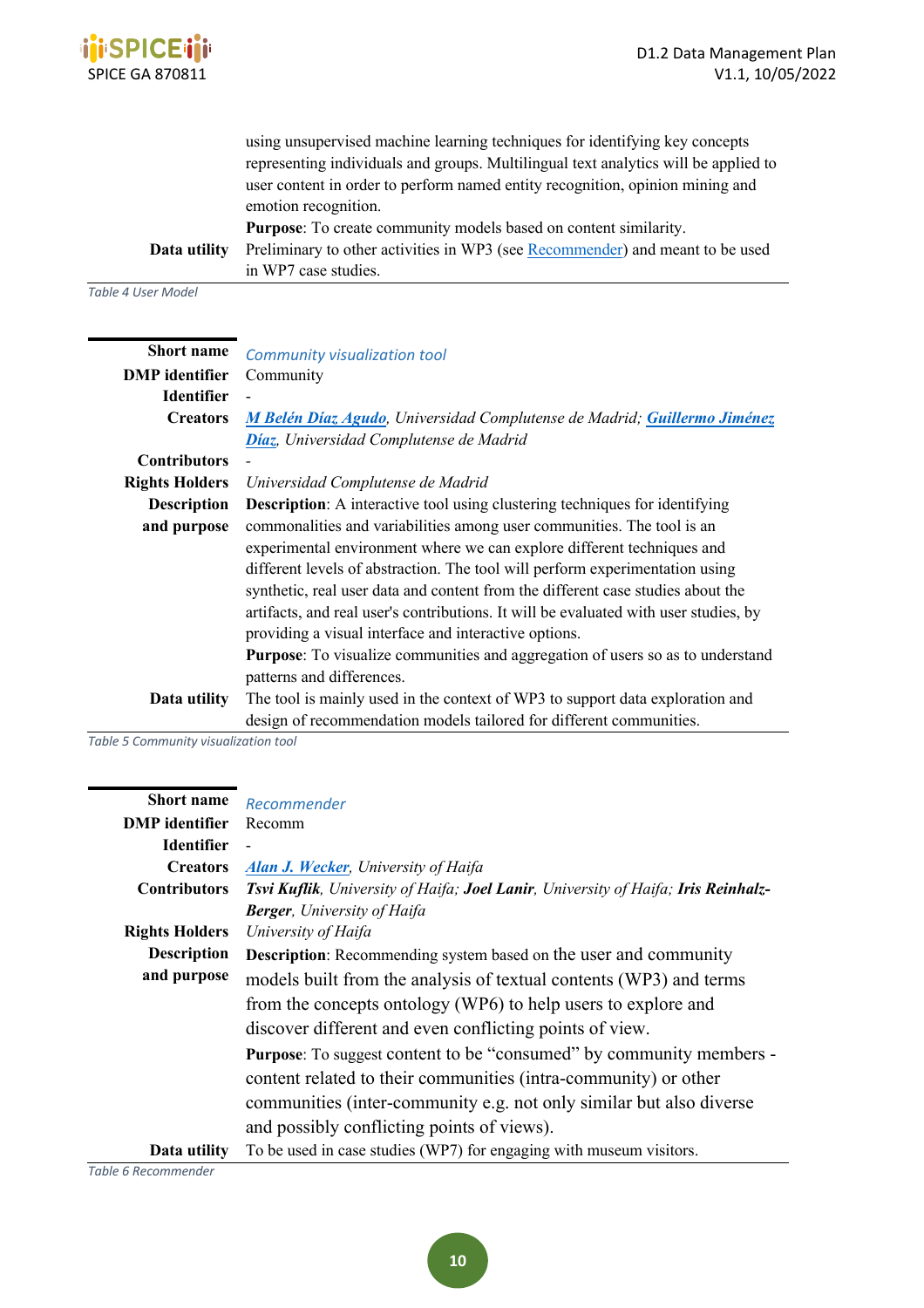| | |
|---|---|
| | using unsupervised machine learning techniques for identifying key concepts representing individuals and groups. Multilingual text analytics will be applied to user content in order to perform named entity recognition, opinion mining and emotion recognition.<br>**Purpose**: To create community models based on content similarity. |
| **Data utility** | Preliminary to other activities in WP3 (see Recommender) and meant to be used in WP7 case studies. |

*Table 4 User Model*

| **Short name** | *Community visualization tool* |
|---|---|
| **DMP identifier** | Community |
| **Identifier** | - |
| **Creators** | ***M Belén Díaz Agudo***, *Universidad Complutense de Madrid;* ***Guillermo Jiménez Díaz***, *Universidad Complutense de Madrid* |
| **Contributors** | - |
| **Rights Holders** | *Universidad Complutense de Madrid* |
| **Description and purpose** | **Description**: A interactive tool using clustering techniques for identifying commonalities and variabilities among user communities. The tool is an experimental environment where we can explore different techniques and different levels of abstraction. The tool will perform experimentation using synthetic, real user data and content from the different case studies about the artifacts, and real user's contributions. It will be evaluated with user studies, by providing a visual interface and interactive options.<br>**Purpose**: To visualize communities and aggregation of users so as to understand patterns and differences. |
| **Data utility** | The tool is mainly used in the context of WP3 to support data exploration and design of recommendation models tailored for different communities. |

*Table 5 Community visualization tool*

| **Short name** | *Recommender* |
|---|---|
| **DMP identifier** | Recomm |
| **Identifier** | - |
| **Creators** | ***Alan J. Wecker***, *University of Haifa* |
| **Contributors** | ***Tsvi Kuflik***, *University of Haifa;* ***Joel Lanir***, *University of Haifa;* ***Iris Reinhalz-Berger***, *University of Haifa* |
| **Rights Holders** | *University of Haifa* |
| **Description and purpose** | **Description**: Recommending system based on the user and community models built from the analysis of textual contents (WP3) and terms from the concepts ontology (WP6) to help users to explore and discover different and even conflicting points of view.<br>**Purpose**: To suggest content to be "consumed" by community members - content related to their communities (intra-community) or other communities (inter-community e.g. not only similar but also diverse and possibly conflicting points of views). |
| **Data utility** | To be used in case studies (WP7) for engaging with museum visitors. |

*Table 6 Recommender*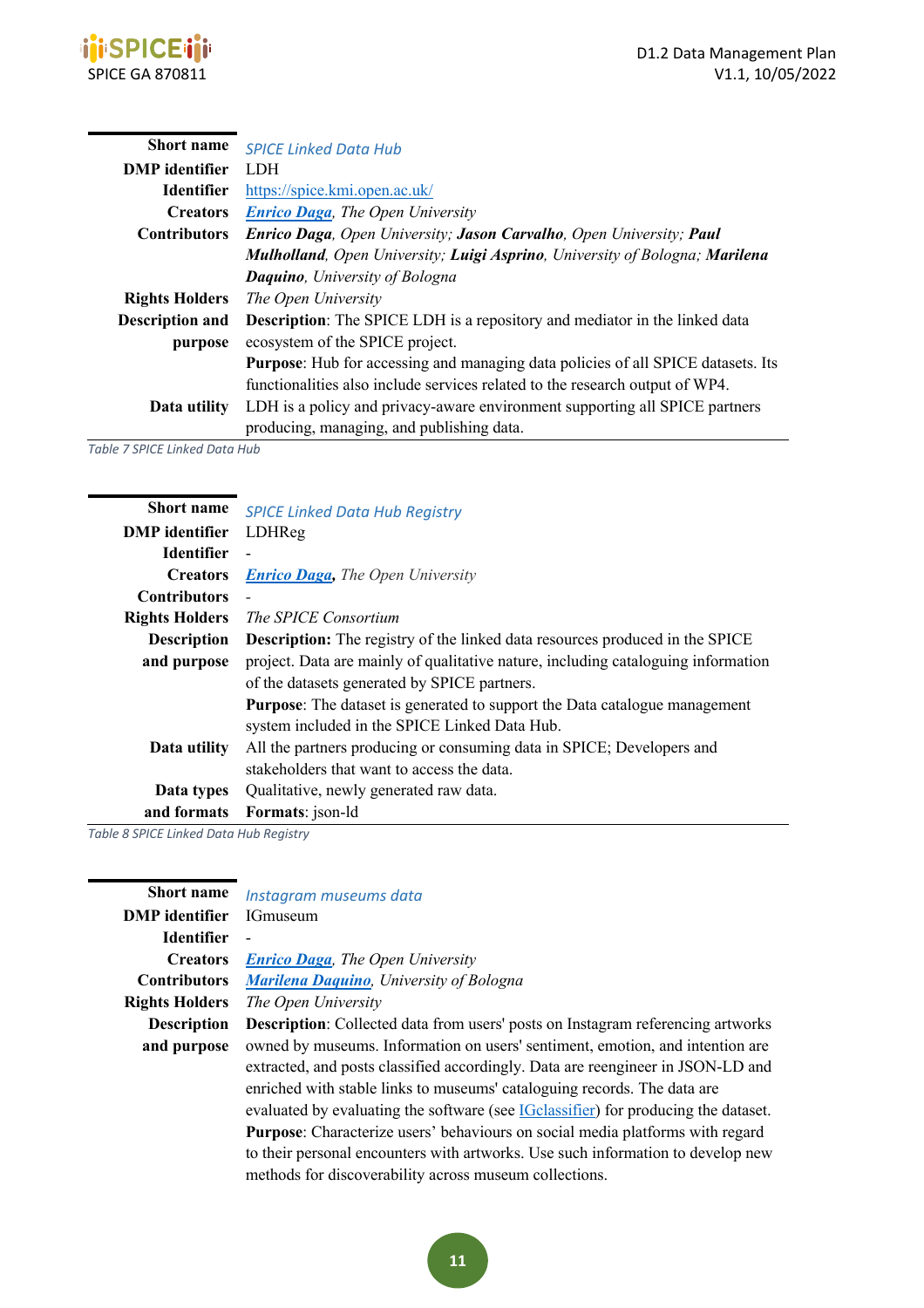| | |
|---|---|
| **Short name** | *SPICE Linked Data Hub* |
| **DMP identifier** | LDH |
| **Identifier** | https://spice.kmi.open.ac.uk/ |
| **Creators** | ***Enrico Daga***, *The Open University* |
| **Contributors** | ***Enrico Daga***, *Open University;* ***Jason Carvalho***, *Open University;* ***Paul Mulholland***, *Open University;* ***Luigi Asprino***, *University of Bologna;* ***Marilena Daquino***, *University of Bologna* |
| **Rights Holders** | *The Open University* |
| **Description and purpose** | **Description**: The SPICE LDH is a repository and mediator in the linked data ecosystem of the SPICE project.<br>**Purpose**: Hub for accessing and managing data policies of all SPICE datasets. Its functionalities also include services related to the research output of WP4. |
| **Data utility** | LDH is a policy and privacy-aware environment supporting all SPICE partners producing, managing, and publishing data. |

*Table 7 SPICE Linked Data Hub*

| | |
|---|---|
| **Short name** | *SPICE Linked Data Hub Registry* |
| **DMP identifier** | LDHReg |
| **Identifier** | - |
| **Creators** | ***Enrico Daga***, *The Open University* |
| **Contributors** | - |
| **Rights Holders** | *The SPICE Consortium* |
| **Description and purpose** | **Description:** The registry of the linked data resources produced in the SPICE project. Data are mainly of qualitative nature, including cataloguing information of the datasets generated by SPICE partners.<br>**Purpose**: The dataset is generated to support the Data catalogue management system included in the SPICE Linked Data Hub. |
| **Data utility** | All the partners producing or consuming data in SPICE; Developers and stakeholders that want to access the data. |
| **Data types and formats** | Qualitative, newly generated raw data.<br>**Formats**: json-ld |

*Table 8 SPICE Linked Data Hub Registry*

| | |
|---|---|
| **Short name** | *Instagram museums data* |
| **DMP identifier** | IGmuseum |
| **Identifier** | - |
| **Creators** | ***Enrico Daga***, *The Open University* |
| **Contributors** | ***Marilena Daquino***, *University of Bologna* |
| **Rights Holders** | *The Open University* |
| **Description and purpose** | **Description**: Collected data from users' posts on Instagram referencing artworks owned by museums. Information on users' sentiment, emotion, and intention are extracted, and posts classified accordingly. Data are reengineer in JSON-LD and enriched with stable links to museums' cataloguing records. The data are evaluated by evaluating the software (see IGclassifier) for producing the dataset.<br>**Purpose**: Characterize users' behaviours on social media platforms with regard to their personal encounters with artworks. Use such information to develop new methods for discoverability across museum collections. |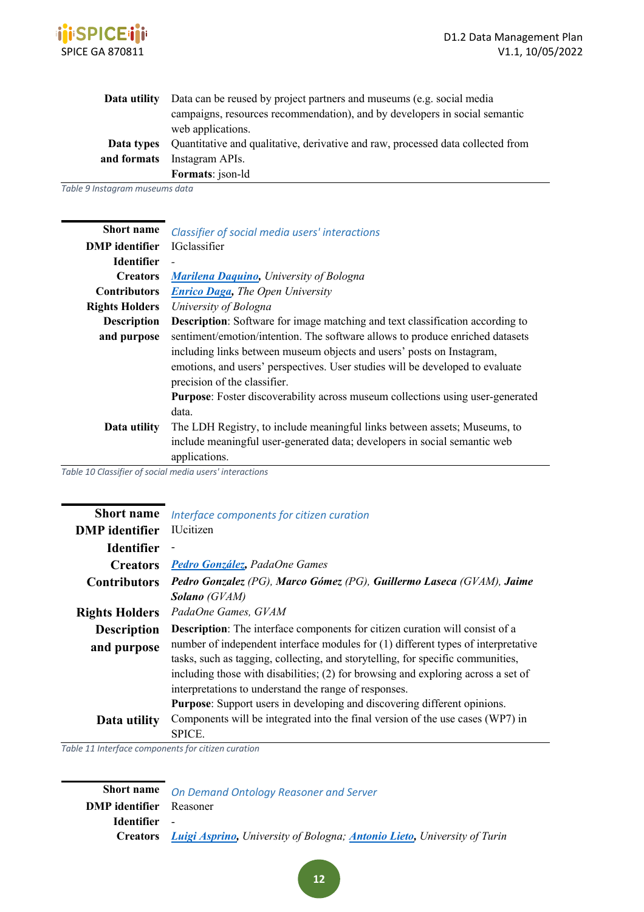| | |
|---|---|
| **Data utility** | Data can be reused by project partners and museums (e.g. social media campaigns, resources recommendation), and by developers in social semantic web applications. |
| **Data types and formats** | Quantitative and qualitative, derivative and raw, processed data collected from Instagram APIs.<br>**Formats**: json-ld |

*Table 9 Instagram museums data*

| | |
|---|---|
| **Short name** | *Classifier of social media users' interactions* |
| **DMP identifier** | IGclassifier |
| **Identifier** | - |
| **Creators** | ***Marilena Daquino****, University of Bologna* |
| **Contributors** | ***Enrico Daga****, The Open University* |
| **Rights Holders** | *University of Bologna* |
| **Description and purpose** | **Description**: Software for image matching and text classification according to sentiment/emotion/intention. The software allows to produce enriched datasets including links between museum objects and users' posts on Instagram, emotions, and users' perspectives. User studies will be developed to evaluate precision of the classifier.<br>**Purpose**: Foster discoverability across museum collections using user-generated data. |
| **Data utility** | The LDH Registry, to include meaningful links between assets; Museums, to include meaningful user-generated data; developers in social semantic web applications. |

*Table 10 Classifier of social media users' interactions*

| | |
|---|---|
| **Short name** | *Interface components for citizen curation* |
| **DMP identifier** | IUcitizen |
| **Identifier** | - |
| **Creators** | ***Pedro González****, PadaOne Games* |
| **Contributors** | ***Pedro Gonzalez*** *(PG),* ***Marco Gómez*** *(PG),* ***Guillermo Laseca*** *(GVAM),* ***Jaime Solano*** *(GVAM)* |
| **Rights Holders** | *PadaOne Games, GVAM* |
| **Description and purpose** | **Description**: The interface components for citizen curation will consist of a number of independent interface modules for (1) different types of interpretative tasks, such as tagging, collecting, and storytelling, for specific communities, including those with disabilities; (2) for browsing and exploring across a set of interpretations to understand the range of responses.<br>**Purpose**: Support users in developing and discovering different opinions. |
| **Data utility** | Components will be integrated into the final version of the use cases (WP7) in SPICE. |

*Table 11 Interface components for citizen curation*

| | |
|---|---|
| **Short name** | *On Demand Ontology Reasoner and Server* |
| **DMP identifier** | Reasoner |
| **Identifier** | - |
| **Creators** | ***Luigi Asprino****, University of Bologna;* ***Antonio Lieto****, University of Turin* |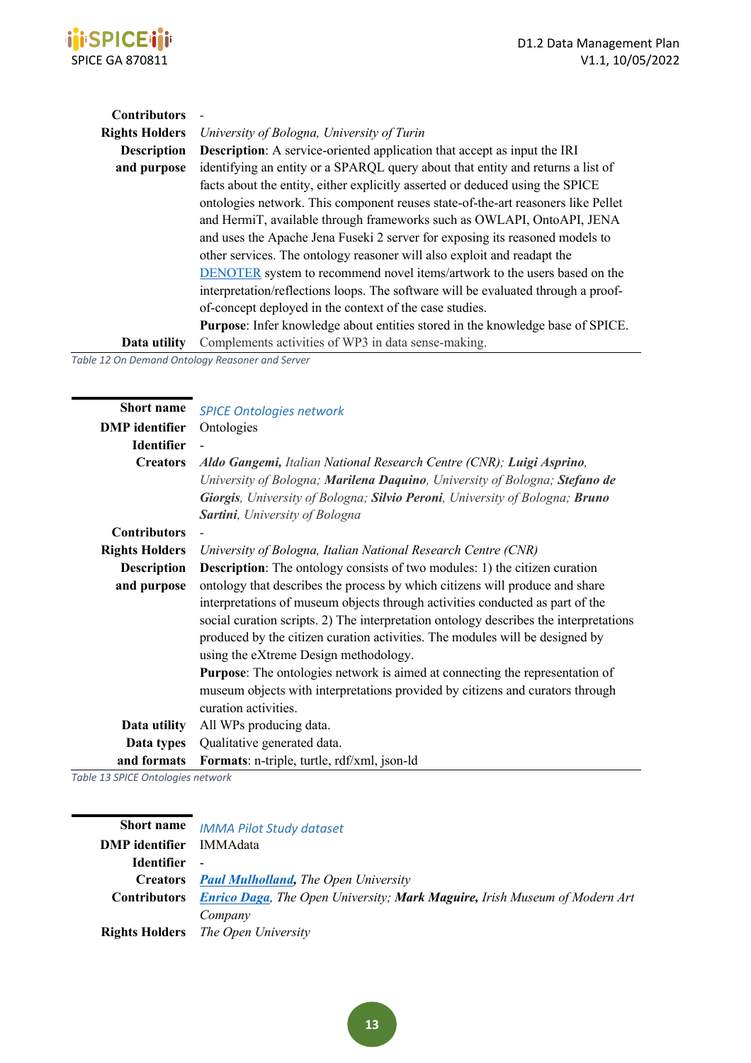| | |
|---|---|
| **Contributors** | - |
| **Rights Holders** | *University of Bologna, University of Turin* |
| **Description and purpose** | **Description**: A service-oriented application that accept as input the IRI identifying an entity or a SPARQL query about that entity and returns a list of facts about the entity, either explicitly asserted or deduced using the SPICE ontologies network. This component reuses state-of-the-art reasoners like Pellet and HermiT, available through frameworks such as OWLAPI, OntoAPI, JENA and uses the Apache Jena Fuseki 2 server for exposing its reasoned models to other services. The ontology reasoner will also exploit and readapt the DENOTER system to recommend novel items/artwork to the users based on the interpretation/reflections loops. The software will be evaluated through a proof-of-concept deployed in the context of the case studies.<br>**Purpose**: Infer knowledge about entities stored in the knowledge base of SPICE. |
| **Data utility** | Complements activities of WP3 in data sense-making. |

*Table 12 On Demand Ontology Reasoner and Server*

| | |
|---|---|
| **Short name** | *SPICE Ontologies network* |
| **DMP identifier** | Ontologies |
| **Identifier** | - |
| **Creators** | ***Aldo Gangemi,*** *Italian National Research Centre (CNR);* ***Luigi Asprino****, University of Bologna;* ***Marilena Daquino****, University of Bologna;* ***Stefano de Giorgis****, University of Bologna;* ***Silvio Peroni****, University of Bologna;* ***Bruno Sartini****, University of Bologna* |
| **Contributors** | - |
| **Rights Holders** | *University of Bologna, Italian National Research Centre (CNR)* |
| **Description and purpose** | **Description**: The ontology consists of two modules: 1) the citizen curation ontology that describes the process by which citizens will produce and share interpretations of museum objects through activities conducted as part of the social curation scripts. 2) The interpretation ontology describes the interpretations produced by the citizen curation activities. The modules will be designed by using the eXtreme Design methodology.<br>**Purpose**: The ontologies network is aimed at connecting the representation of museum objects with interpretations provided by citizens and curators through curation activities. |
| **Data utility** | All WPs producing data. |
| **Data types and formats** | Qualitative generated data.<br>**Formats**: n-triple, turtle, rdf/xml, json-ld |

*Table 13 SPICE Ontologies network*

| | |
|---|---|
| **Short name** | *IMMA Pilot Study dataset* |
| **DMP identifier** | IMMAdata |
| **Identifier** | - |
| **Creators** | ***Paul Mulholland****, The Open University* |
| **Contributors** | ***Enrico Daga****, The Open University;* ***Mark Maguire,*** *Irish Museum of Modern Art Company* |
| **Rights Holders** | *The Open University* |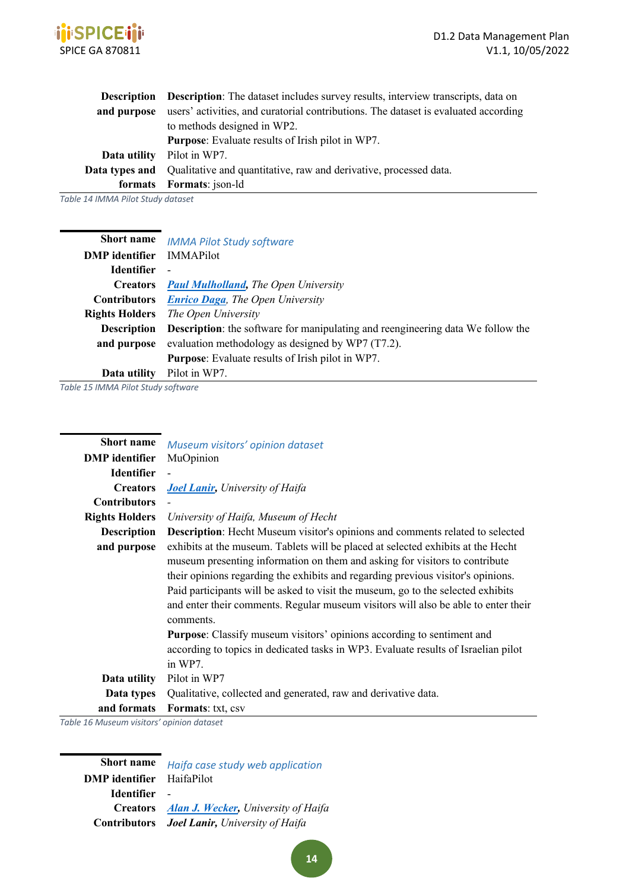| | |
|---|---|
| **Description and purpose** | **Description**: The dataset includes survey results, interview transcripts, data on users' activities, and curatorial contributions. The dataset is evaluated according to methods designed in WP2.<br>**Purpose**: Evaluate results of Irish pilot in WP7. |
| **Data utility** | Pilot in WP7. |
| **Data types and formats** | Qualitative and quantitative, raw and derivative, processed data.<br>**Formats**: json-ld |

*Table 14 IMMA Pilot Study dataset*

| **Short name** | *IMMA Pilot Study software* |
|---|---|
| **DMP identifier** | IMMAPilot |
| **Identifier** | - |
| **Creators** | ***Paul Mulholland***, *The Open University* |
| **Contributors** | ***Enrico Daga***, *The Open University* |
| **Rights Holders** | *The Open University* |
| **Description and purpose** | **Description**: the software for manipulating and reengineering data We follow the evaluation methodology as designed by WP7 (T7.2).<br>**Purpose**: Evaluate results of Irish pilot in WP7. |
| **Data utility** | Pilot in WP7. |

*Table 15 IMMA Pilot Study software*

| **Short name** | *Museum visitors' opinion dataset* |
|---|---|
| **DMP identifier** | MuOpinion |
| **Identifier** | - |
| **Creators** | ***Joel Lanir***, *University of Haifa* |
| **Contributors** | - |
| **Rights Holders** | *University of Haifa, Museum of Hecht* |
| **Description and purpose** | **Description**: Hecht Museum visitor's opinions and comments related to selected exhibits at the museum. Tablets will be placed at selected exhibits at the Hecht museum presenting information on them and asking for visitors to contribute their opinions regarding the exhibits and regarding previous visitor's opinions. Paid participants will be asked to visit the museum, go to the selected exhibits and enter their comments. Regular museum visitors will also be able to enter their comments.<br>**Purpose**: Classify museum visitors' opinions according to sentiment and according to topics in dedicated tasks in WP3. Evaluate results of Israelian pilot in WP7. |
| **Data utility** | Pilot in WP7 |
| **Data types and formats** | Qualitative, collected and generated, raw and derivative data.<br>**Formats**: txt, csv |

*Table 16 Museum visitors' opinion dataset*

| **Short name** | *Haifa case study web application* |
|---|---|
| **DMP identifier** | HaifaPilot |
| **Identifier** | - |
| **Creators** | ***Alan J. Wecker***, *University of Haifa* |
| **Contributors** | ***Joel Lanir,*** *University of Haifa* |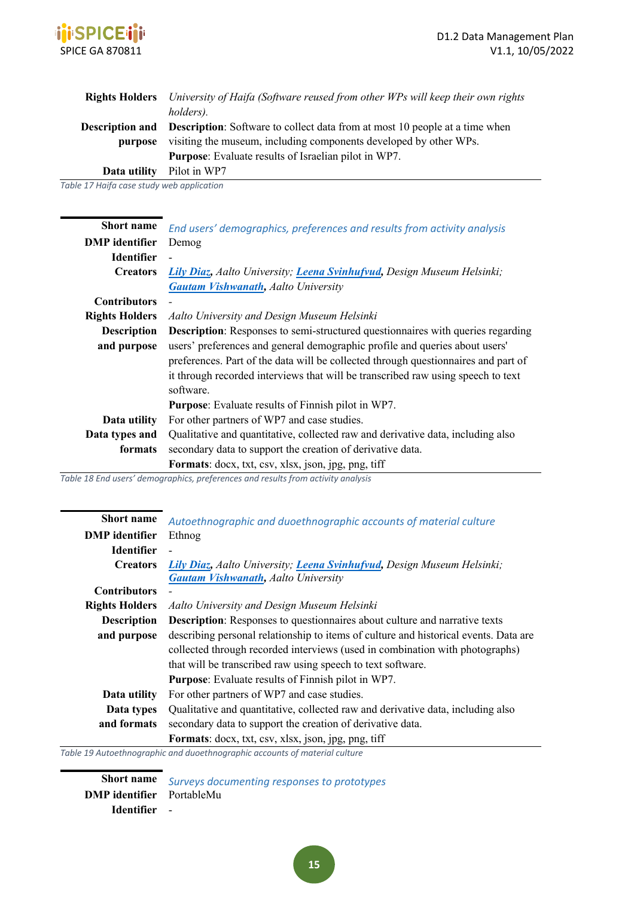| | |
|---|---|
| **Rights Holders** | *University of Haifa (Software reused from other WPs will keep their own rights holders).* |
| **Description and purpose** | **Description**: Software to collect data from at most 10 people at a time when visiting the museum, including components developed by other WPs.<br>**Purpose**: Evaluate results of Israelian pilot in WP7. |
| **Data utility** | Pilot in WP7 |

Table 17 Haifa case study web application

| | |
|---|---|
| **Short name** | *End users' demographics, preferences and results from activity analysis* |
| **DMP identifier** | Demog |
| **Identifier** | - |
| **Creators** | ***Lily Diaz***, *Aalto University;* ***Leena Svinhufvud***, *Design Museum Helsinki;* ***Gautam Vishwanath***, *Aalto University* |
| **Contributors** | - |
| **Rights Holders** | *Aalto University and Design Museum Helsinki* |
| **Description and purpose** | **Description**: Responses to semi-structured questionnaires with queries regarding users' preferences and general demographic profile and queries about users' preferences. Part of the data will be collected through questionnaires and part of it through recorded interviews that will be transcribed raw using speech to text software.<br>**Purpose**: Evaluate results of Finnish pilot in WP7. |
| **Data utility** | For other partners of WP7 and case studies. |
| **Data types and formats** | Qualitative and quantitative, collected raw and derivative data, including also secondary data to support the creation of derivative data.<br>**Formats**: docx, txt, csv, xlsx, json, jpg, png, tiff |

Table 18 End users' demographics, preferences and results from activity analysis

| | |
|---|---|
| **Short name** | *Autoethnographic and duoethnographic accounts of material culture* |
| **DMP identifier** | Ethnog |
| **Identifier** | - |
| **Creators** | ***Lily Diaz***, *Aalto University;* ***Leena Svinhufvud***, *Design Museum Helsinki;* ***Gautam Vishwanath***, *Aalto University* |
| **Contributors** | - |
| **Rights Holders** | *Aalto University and Design Museum Helsinki* |
| **Description and purpose** | **Description**: Responses to questionnaires about culture and narrative texts describing personal relationship to items of culture and historical events. Data are collected through recorded interviews (used in combination with photographs) that will be transcribed raw using speech to text software.<br>**Purpose**: Evaluate results of Finnish pilot in WP7. |
| **Data utility** | For other partners of WP7 and case studies. |
| **Data types and formats** | Qualitative and quantitative, collected raw and derivative data, including also secondary data to support the creation of derivative data.<br>**Formats**: docx, txt, csv, xlsx, json, jpg, png, tiff |

Table 19 Autoethnographic and duoethnographic accounts of material culture

| | |
|---|---|
| **Short name** | *Surveys documenting responses to prototypes* |
| **DMP identifier** | PortableMu |
| **Identifier** | - |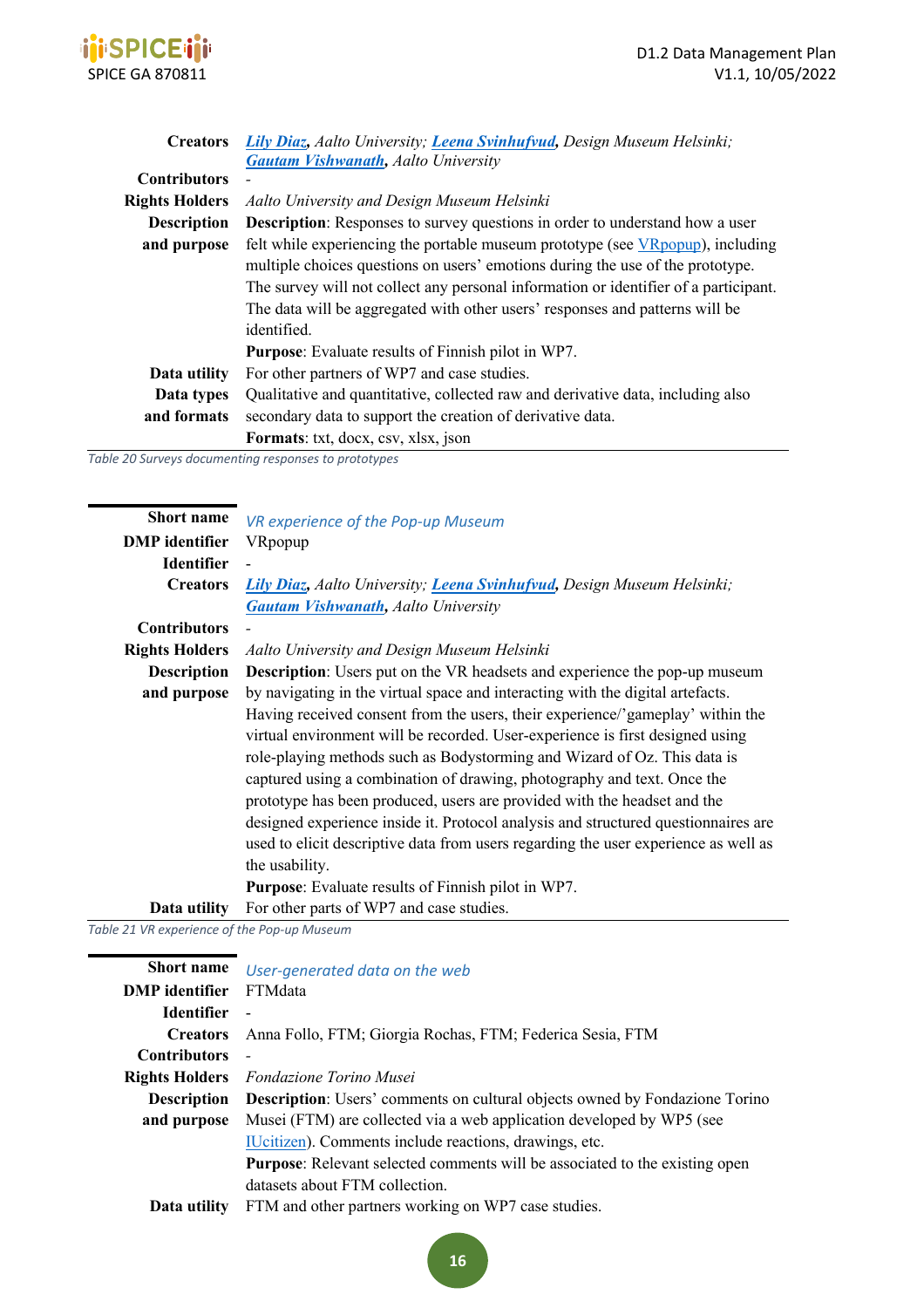| | |
|---|---|
| **Creators** | *Lily Diaz, Aalto University; Leena Svinhufvud, Design Museum Helsinki; Gautam Vishwanath, Aalto University* |
| **Contributors** | - |
| **Rights Holders** | *Aalto University and Design Museum Helsinki* |
| **Description and purpose** | **Description**: Responses to survey questions in order to understand how a user felt while experiencing the portable museum prototype (see VRpopup), including multiple choices questions on users' emotions during the use of the prototype. The survey will not collect any personal information or identifier of a participant. The data will be aggregated with other users' responses and patterns will be identified.<br>**Purpose**: Evaluate results of Finnish pilot in WP7. |
| **Data utility** | For other partners of WP7 and case studies. |
| **Data types and formats** | Qualitative and quantitative, collected raw and derivative data, including also secondary data to support the creation of derivative data.<br>**Formats**: txt, docx, csv, xlsx, json |

*Table 20 Surveys documenting responses to prototypes*

| | |
|---|---|
| **Short name** | *VR experience of the Pop-up Museum* |
| **DMP identifier** | VRpopup |
| **Identifier** | - |
| **Creators** | *Lily Diaz, Aalto University; Leena Svinhufvud, Design Museum Helsinki; Gautam Vishwanath, Aalto University* |
| **Contributors** | - |
| **Rights Holders** | *Aalto University and Design Museum Helsinki* |
| **Description and purpose** | **Description**: Users put on the VR headsets and experience the pop-up museum by navigating in the virtual space and interacting with the digital artefacts. Having received consent from the users, their experience/'gameplay' within the virtual environment will be recorded. User-experience is first designed using role-playing methods such as Bodystorming and Wizard of Oz. This data is captured using a combination of drawing, photography and text. Once the prototype has been produced, users are provided with the headset and the designed experience inside it. Protocol analysis and structured questionnaires are used to elicit descriptive data from users regarding the user experience as well as the usability.<br>**Purpose**: Evaluate results of Finnish pilot in WP7. |
| **Data utility** | For other parts of WP7 and case studies. |

*Table 21 VR experience of the Pop-up Museum*

| | |
|---|---|
| **Short name** | *User-generated data on the web* |
| **DMP identifier** | FTMdata |
| **Identifier** | - |
| **Creators** | Anna Follo, FTM; Giorgia Rochas, FTM; Federica Sesia, FTM |
| **Contributors** | - |
| **Rights Holders** | *Fondazione Torino Musei* |
| **Description and purpose** | **Description**: Users' comments on cultural objects owned by Fondazione Torino Musei (FTM) are collected via a web application developed by WP5 (see IUcitizen). Comments include reactions, drawings, etc.<br>**Purpose**: Relevant selected comments will be associated to the existing open datasets about FTM collection. |
| **Data utility** | FTM and other partners working on WP7 case studies. |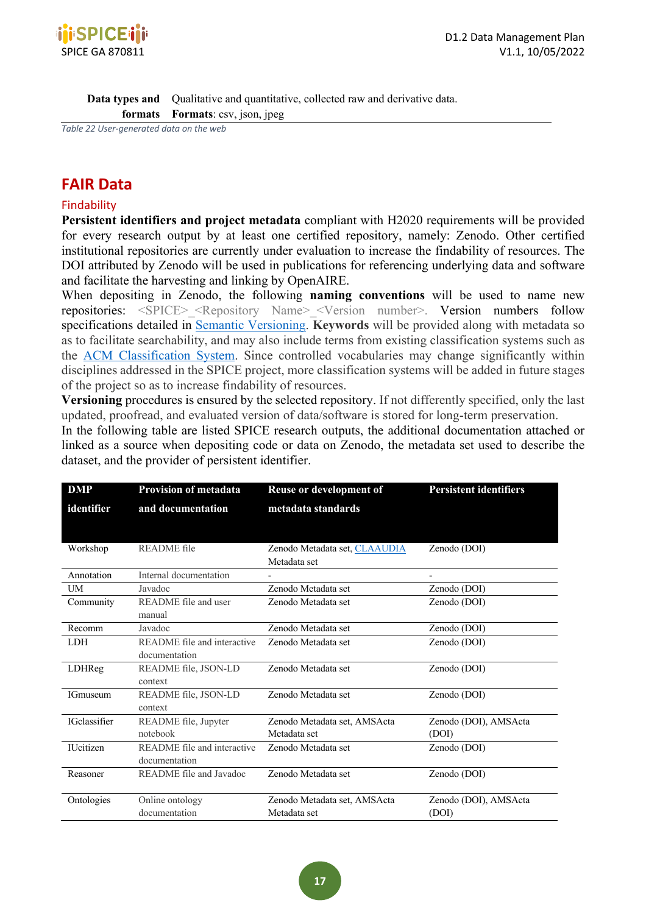| Data types and formats | Qualitative and quantitative, collected raw and derivative data. **Formats**: csv, json, jpeg |
|---|---|

*Table 22 User-generated data on the web*

# FAIR Data

## Findability

**Persistent identifiers and project metadata** compliant with H2020 requirements will be provided for every research output by at least one certified repository, namely: Zenodo. Other certified institutional repositories are currently under evaluation to increase the findability of resources. The DOI attributed by Zenodo will be used in publications for referencing underlying data and software and facilitate the harvesting and linking by OpenAIRE.

When depositing in Zenodo, the following **naming conventions** will be used to name new repositories: <SPICE>_<Repository Name>_<Version number>. Version numbers follow specifications detailed in Semantic Versioning. **Keywords** will be provided along with metadata so as to facilitate searchability, and may also include terms from existing classification systems such as the ACM Classification System. Since controlled vocabularies may change significantly within disciplines addressed in the SPICE project, more classification systems will be added in future stages of the project so as to increase findability of resources.

**Versioning** procedures is ensured by the selected repository. If not differently specified, only the last updated, proofread, and evaluated version of data/software is stored for long-term preservation.

In the following table are listed SPICE research outputs, the additional documentation attached or linked as a source when depositing code or data on Zenodo, the metadata set used to describe the dataset, and the provider of persistent identifier.

| DMP identifier | Provision of metadata and documentation | Reuse or development of metadata standards | Persistent identifiers |
|---|---|---|---|
| Workshop | README file | Zenodo Metadata set, CLAAUDIA Metadata set | Zenodo (DOI) |
| Annotation | Internal documentation | - | - |
| UM | Javadoc | Zenodo Metadata set | Zenodo (DOI) |
| Community | README file and user manual | Zenodo Metadata set | Zenodo (DOI) |
| Recomm | Javadoc | Zenodo Metadata set | Zenodo (DOI) |
| LDH | README file and interactive documentation | Zenodo Metadata set | Zenodo (DOI) |
| LDHReg | README file, JSON-LD context | Zenodo Metadata set | Zenodo (DOI) |
| IGmuseum | README file, JSON-LD context | Zenodo Metadata set | Zenodo (DOI) |
| IGclassifier | README file, Jupyter notebook | Zenodo Metadata set, AMSActa Metadata set | Zenodo (DOI), AMSActa (DOI) |
| IUcitizen | README file and interactive documentation | Zenodo Metadata set | Zenodo (DOI) |
| Reasoner | README file and Javadoc | Zenodo Metadata set | Zenodo (DOI) |
| Ontologies | Online ontology documentation | Zenodo Metadata set, AMSActa Metadata set | Zenodo (DOI), AMSActa (DOI) |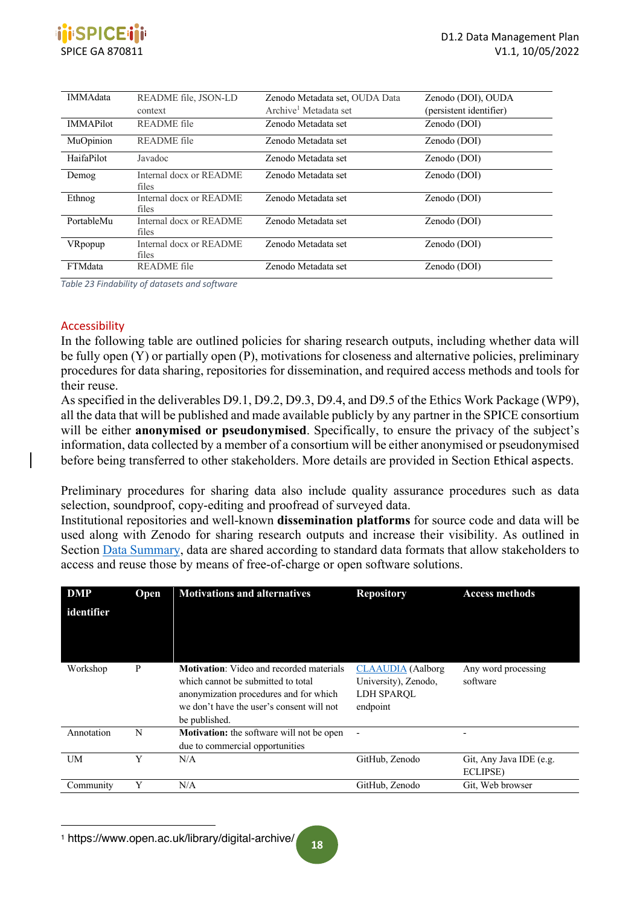| IMMAdata | README file, JSON-LD context | Zenodo Metadata set, OUDA Data Archive[1] Metadata set | Zenodo (DOI), OUDA (persistent identifier) |
|---|---|---|---|
| IMMAPilot | README file | Zenodo Metadata set | Zenodo (DOI) |
| MuOpinion | README file | Zenodo Metadata set | Zenodo (DOI) |
| HaifaPilot | Javadoc | Zenodo Metadata set | Zenodo (DOI) |
| Demog | Internal docx or README files | Zenodo Metadata set | Zenodo (DOI) |
| Ethnog | Internal docx or README files | Zenodo Metadata set | Zenodo (DOI) |
| PortableMu | Internal docx or README files | Zenodo Metadata set | Zenodo (DOI) |
| VRpopup | Internal docx or README files | Zenodo Metadata set | Zenodo (DOI) |
| FTMdata | README file | Zenodo Metadata set | Zenodo (DOI) |

*Table 23 Findability of datasets and software*

## Accessibility

In the following table are outlined policies for sharing research outputs, including whether data will be fully open (Y) or partially open (P), motivations for closeness and alternative policies, preliminary procedures for data sharing, repositories for dissemination, and required access methods and tools for their reuse.

As specified in the deliverables D9.1, D9.2, D9.3, D9.4, and D9.5 of the Ethics Work Package (WP9), all the data that will be published and made available publicly by any partner in the SPICE consortium will be either **anonymised or pseudonymised**. Specifically, to ensure the privacy of the subject's information, data collected by a member of a consortium will be either anonymised or pseudonymised before being transferred to other stakeholders. More details are provided in Section Ethical aspects.

Preliminary procedures for sharing data also include quality assurance procedures such as data selection, soundproof, copy-editing and proofread of surveyed data.

Institutional repositories and well-known **dissemination platforms** for source code and data will be used along with Zenodo for sharing research outputs and increase their visibility. As outlined in Section Data Summary, data are shared according to standard data formats that allow stakeholders to access and reuse those by means of free-of-charge or open software solutions.

| DMP identifier | Open | Motivations and alternatives | Repository | Access methods |
|---|---|---|---|---|
| Workshop | P | **Motivation**: Video and recorded materials which cannot be submitted to total anonymization procedures and for which we don't have the user's consent will not be published. | CLAAUDIA (Aalborg University), Zenodo, LDH SPARQL endpoint | Any word processing software |
| Annotation | N | **Motivation:** the software will not be open due to commercial opportunities | - | - |
| UM | Y | N/A | GitHub, Zenodo | Git, Any Java IDE (e.g. ECLIPSE) |
| Community | Y | N/A | GitHub, Zenodo | Git, Web browser |

[1] https://www.open.ac.uk/library/digital-archive/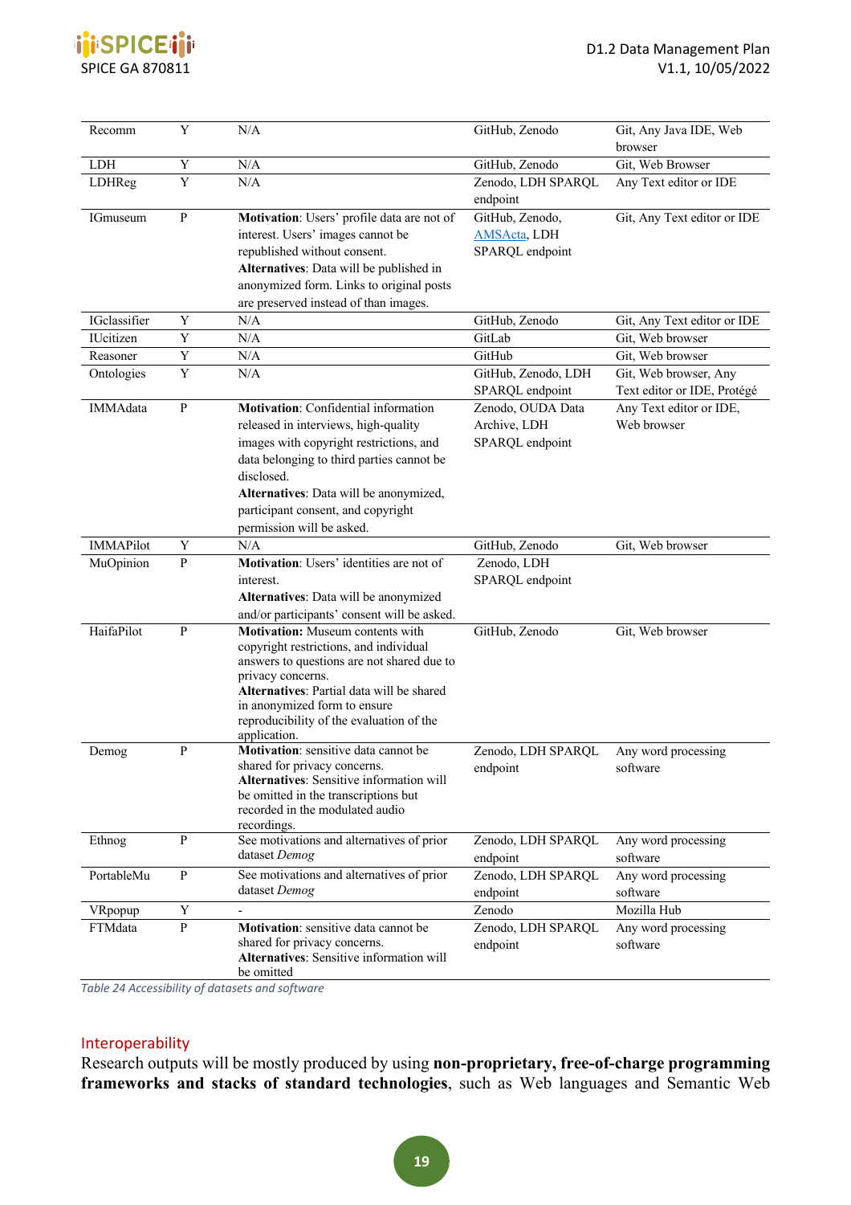| Recomm | Y | N/A | GitHub, Zenodo | Git, Any Java IDE, Web browser |
|---|---|---|---|---|
| LDH | Y | N/A | GitHub, Zenodo | Git, Web Browser |
| LDHReg | Y | N/A | Zenodo, LDH SPARQL endpoint | Any Text editor or IDE |
| IGmuseum | P | **Motivation**: Users' profile data are not of interest. Users' images cannot be republished without consent. **Alternatives**: Data will be published in anonymized form. Links to original posts are preserved instead of than images. | GitHub, Zenodo, AMSActa, LDH SPARQL endpoint | Git, Any Text editor or IDE |
| IGclassifier | Y | N/A | GitHub, Zenodo | Git, Any Text editor or IDE |
| IUcitizen | Y | N/A | GitLab | Git, Web browser |
| Reasoner | Y | N/A | GitHub | Git, Web browser |
| Ontologies | Y | N/A | GitHub, Zenodo, LDH SPARQL endpoint | Git, Web browser, Any Text editor or IDE, Protégé |
| IMMAdata | P | **Motivation**: Confidential information released in interviews, high-quality images with copyright restrictions, and data belonging to third parties cannot be disclosed. **Alternatives**: Data will be anonymized, participant consent, and copyright permission will be asked. | Zenodo, OUDA Data Archive, LDH SPARQL endpoint | Any Text editor or IDE, Web browser |
| IMMAPilot | Y | N/A | GitHub, Zenodo | Git, Web browser |
| MuOpinion | P | **Motivation**: Users' identities are not of interest. **Alternatives**: Data will be anonymized and/or participants' consent will be asked. | Zenodo, LDH SPARQL endpoint | |
| HaifaPilot | P | **Motivation:** Museum contents with copyright restrictions, and individual answers to questions are not shared due to privacy concerns. **Alternatives**: Partial data will be shared in anonymized form to ensure reproducibility of the evaluation of the application. | GitHub, Zenodo | Git, Web browser |
| Demog | P | **Motivation**: sensitive data cannot be shared for privacy concerns. **Alternatives**: Sensitive information will be omitted in the transcriptions but recorded in the modulated audio recordings. | Zenodo, LDH SPARQL endpoint | Any word processing software |
| Ethnog | P | See motivations and alternatives of prior dataset *Demog* | Zenodo, LDH SPARQL endpoint | Any word processing software |
| PortableMu | P | See motivations and alternatives of prior dataset *Demog* | Zenodo, LDH SPARQL endpoint | Any word processing software |
| VRpopup | Y | - | Zenodo | Mozilla Hub |
| FTMdata | P | **Motivation**: sensitive data cannot be shared for privacy concerns. **Alternatives**: Sensitive information will be omitted | Zenodo, LDH SPARQL endpoint | Any word processing software |

*Table 24 Accessibility of datasets and software*

## Interoperability

Research outputs will be mostly produced by using **non-proprietary, free-of-charge programming frameworks and stacks of standard technologies**, such as Web languages and Semantic Web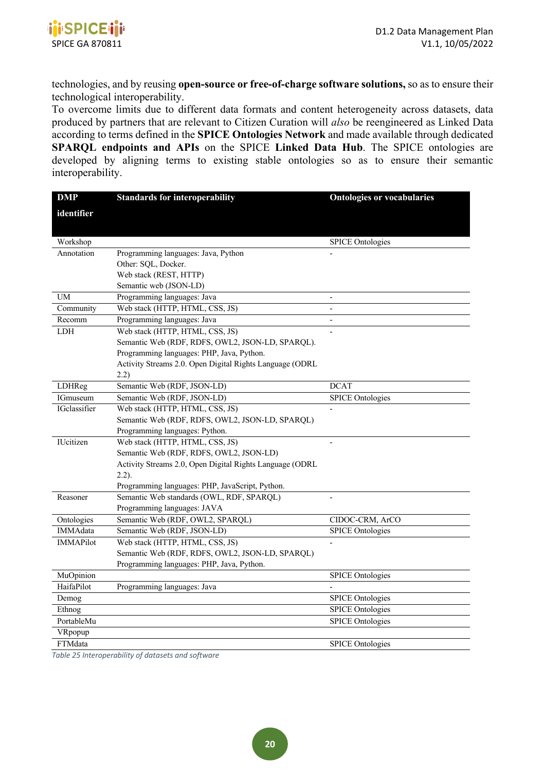technologies, and by reusing **open-source or free-of-charge software solutions,** so as to ensure their technological interoperability.

To overcome limits due to different data formats and content heterogeneity across datasets, data produced by partners that are relevant to Citizen Curation will *also* be reengineered as Linked Data according to terms defined in the **SPICE Ontologies Network** and made available through dedicated **SPARQL endpoints and APIs** on the SPICE **Linked Data Hub**. The SPICE ontologies are developed by aligning terms to existing stable ontologies so as to ensure their semantic interoperability.

| DMP identifier | Standards for interoperability | Ontologies or vocabularies |
|---|---|---|
| Workshop | | SPICE Ontologies |
| Annotation | Programming languages: Java, Python<br>Other: SQL, Docker.<br>Web stack (REST, HTTP)<br>Semantic web (JSON-LD) | - |
| UM | Programming languages: Java | - |
| Community | Web stack (HTTP, HTML, CSS, JS) | - |
| Recomm | Programming languages: Java | - |
| LDH | Web stack (HTTP, HTML, CSS, JS)<br>Semantic Web (RDF, RDFS, OWL2, JSON-LD, SPARQL).<br>Programming languages: PHP, Java, Python.<br>Activity Streams 2.0. Open Digital Rights Language (ODRL 2.2) | - |
| LDHReg | Semantic Web (RDF, JSON-LD) | DCAT |
| IGmuseum | Semantic Web (RDF, JSON-LD) | SPICE Ontologies |
| IGclassifier | Web stack (HTTP, HTML, CSS, JS)<br>Semantic Web (RDF, RDFS, OWL2, JSON-LD, SPARQL)<br>Programming languages: Python. | - |
| IUcitizen | Web stack (HTTP, HTML, CSS, JS)<br>Semantic Web (RDF, RDFS, OWL2, JSON-LD)<br>Activity Streams 2.0, Open Digital Rights Language (ODRL 2.2).<br>Programming languages: PHP, JavaScript, Python. | - |
| Reasoner | Semantic Web standards (OWL, RDF, SPARQL)<br>Programming languages: JAVA | - |
| Ontologies | Semantic Web (RDF, OWL2, SPARQL) | CIDOC-CRM, ArCO |
| IMMAdata | Semantic Web (RDF, JSON-LD) | SPICE Ontologies |
| IMMAPilot | Web stack (HTTP, HTML, CSS, JS)<br>Semantic Web (RDF, RDFS, OWL2, JSON-LD, SPARQL)<br>Programming languages: PHP, Java, Python. | - |
| MuOpinion | | SPICE Ontologies |
| HaifaPilot | Programming languages: Java | - |
| Demog | | SPICE Ontologies |
| Ethnog | | SPICE Ontologies |
| PortableMu | | SPICE Ontologies |
| VRpopup | | |
| FTMdata | | SPICE Ontologies |

*Table 25 Interoperability of datasets and software*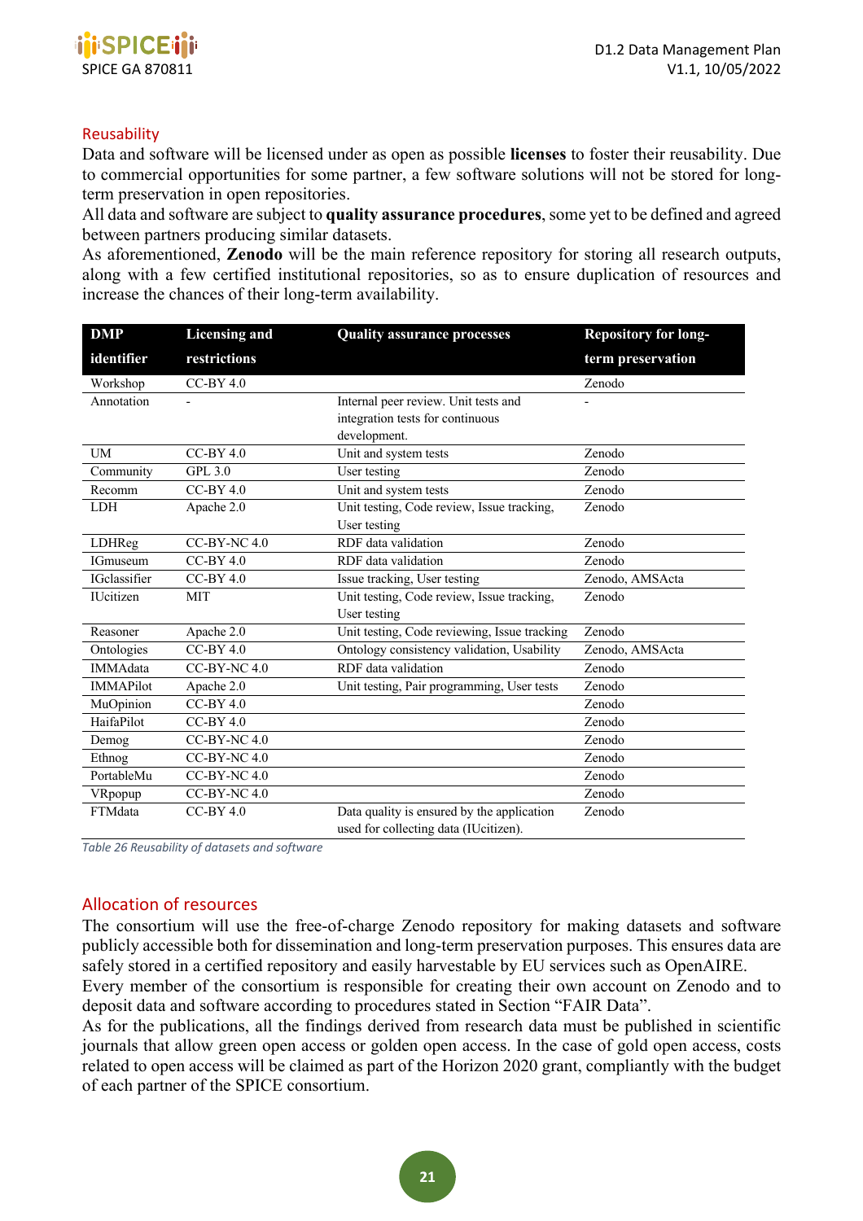## Reusability

Data and software will be licensed under as open as possible **licenses** to foster their reusability. Due to commercial opportunities for some partner, a few software solutions will not be stored for long-term preservation in open repositories.

All data and software are subject to **quality assurance procedures**, some yet to be defined and agreed between partners producing similar datasets.

As aforementioned, **Zenodo** will be the main reference repository for storing all research outputs, along with a few certified institutional repositories, so as to ensure duplication of resources and increase the chances of their long-term availability.

| DMP identifier | Licensing and restrictions | Quality assurance processes | Repository for long-term preservation |
|---|---|---|---|
| Workshop | CC-BY 4.0 | | Zenodo |
| Annotation | - | Internal peer review. Unit tests and integration tests for continuous development. | - |
| UM | CC-BY 4.0 | Unit and system tests | Zenodo |
| Community | GPL 3.0 | User testing | Zenodo |
| Recomm | CC-BY 4.0 | Unit and system tests | Zenodo |
| LDH | Apache 2.0 | Unit testing, Code review, Issue tracking, User testing | Zenodo |
| LDHReg | CC-BY-NC 4.0 | RDF data validation | Zenodo |
| IGmuseum | CC-BY 4.0 | RDF data validation | Zenodo |
| IGclassifier | CC-BY 4.0 | Issue tracking, User testing | Zenodo, AMSActa |
| IUcitizen | MIT | Unit testing, Code review, Issue tracking, User testing | Zenodo |
| Reasoner | Apache 2.0 | Unit testing, Code reviewing, Issue tracking | Zenodo |
| Ontologies | CC-BY 4.0 | Ontology consistency validation, Usability | Zenodo, AMSActa |
| IMMAdata | CC-BY-NC 4.0 | RDF data validation | Zenodo |
| IMMAPilot | Apache 2.0 | Unit testing, Pair programming, User tests | Zenodo |
| MuOpinion | CC-BY 4.0 | | Zenodo |
| HaifaPilot | CC-BY 4.0 | | Zenodo |
| Demog | CC-BY-NC 4.0 | | Zenodo |
| Ethnog | CC-BY-NC 4.0 | | Zenodo |
| PortableMu | CC-BY-NC 4.0 | | Zenodo |
| VRpopup | CC-BY-NC 4.0 | | Zenodo |
| FTMdata | CC-BY 4.0 | Data quality is ensured by the application used for collecting data (IUcitizen). | Zenodo |

*Table 26 Reusability of datasets and software*

## Allocation of resources

The consortium will use the free-of-charge Zenodo repository for making datasets and software publicly accessible both for dissemination and long-term preservation purposes. This ensures data are safely stored in a certified repository and easily harvestable by EU services such as OpenAIRE.

Every member of the consortium is responsible for creating their own account on Zenodo and to deposit data and software according to procedures stated in Section "FAIR Data".

As for the publications, all the findings derived from research data must be published in scientific journals that allow green open access or golden open access. In the case of gold open access, costs related to open access will be claimed as part of the Horizon 2020 grant, compliantly with the budget of each partner of the SPICE consortium.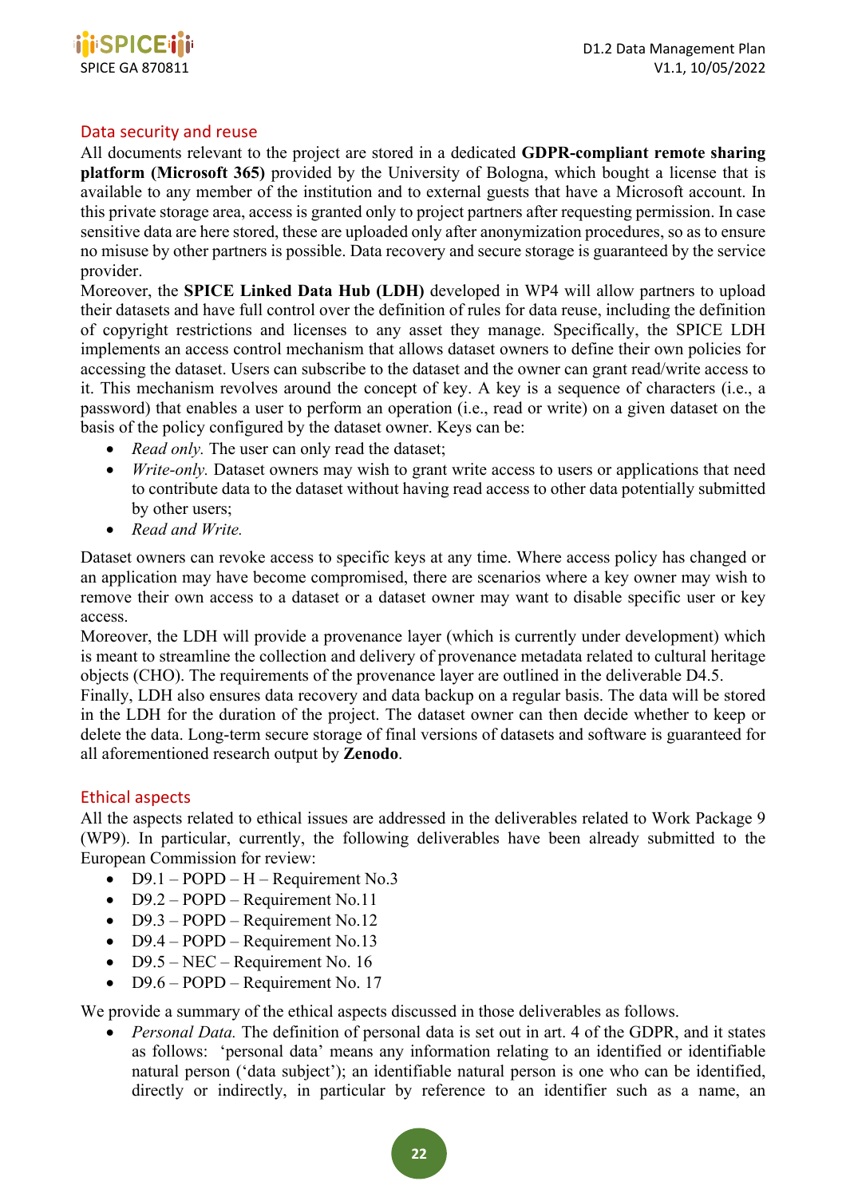## Data security and reuse

All documents relevant to the project are stored in a dedicated **GDPR-compliant remote sharing platform (Microsoft 365)** provided by the University of Bologna, which bought a license that is available to any member of the institution and to external guests that have a Microsoft account. In this private storage area, access is granted only to project partners after requesting permission. In case sensitive data are here stored, these are uploaded only after anonymization procedures, so as to ensure no misuse by other partners is possible. Data recovery and secure storage is guaranteed by the service provider.

Moreover, the **SPICE Linked Data Hub (LDH)** developed in WP4 will allow partners to upload their datasets and have full control over the definition of rules for data reuse, including the definition of copyright restrictions and licenses to any asset they manage. Specifically, the SPICE LDH implements an access control mechanism that allows dataset owners to define their own policies for accessing the dataset. Users can subscribe to the dataset and the owner can grant read/write access to it. This mechanism revolves around the concept of key. A key is a sequence of characters (i.e., a password) that enables a user to perform an operation (i.e., read or write) on a given dataset on the basis of the policy configured by the dataset owner. Keys can be:

- *Read only.* The user can only read the dataset;
- *Write-only.* Dataset owners may wish to grant write access to users or applications that need to contribute data to the dataset without having read access to other data potentially submitted by other users;
- *Read and Write.*

Dataset owners can revoke access to specific keys at any time. Where access policy has changed or an application may have become compromised, there are scenarios where a key owner may wish to remove their own access to a dataset or a dataset owner may want to disable specific user or key access.

Moreover, the LDH will provide a provenance layer (which is currently under development) which is meant to streamline the collection and delivery of provenance metadata related to cultural heritage objects (CHO). The requirements of the provenance layer are outlined in the deliverable D4.5.

Finally, LDH also ensures data recovery and data backup on a regular basis. The data will be stored in the LDH for the duration of the project. The dataset owner can then decide whether to keep or delete the data. Long-term secure storage of final versions of datasets and software is guaranteed for all aforementioned research output by **Zenodo**.

## Ethical aspects

All the aspects related to ethical issues are addressed in the deliverables related to Work Package 9 (WP9). In particular, currently, the following deliverables have been already submitted to the European Commission for review:

- D9.1 – POPD – H – Requirement No.3
- D9.2 – POPD – Requirement No.11
- D9.3 – POPD – Requirement No.12
- D9.4 – POPD – Requirement No.13
- D9.5 – NEC – Requirement No. 16
- D9.6 – POPD – Requirement No. 17

We provide a summary of the ethical aspects discussed in those deliverables as follows.

- *Personal Data.* The definition of personal data is set out in art. 4 of the GDPR, and it states as follows: 'personal data' means any information relating to an identified or identifiable natural person ('data subject'); an identifiable natural person is one who can be identified, directly or indirectly, in particular by reference to an identifier such as a name, an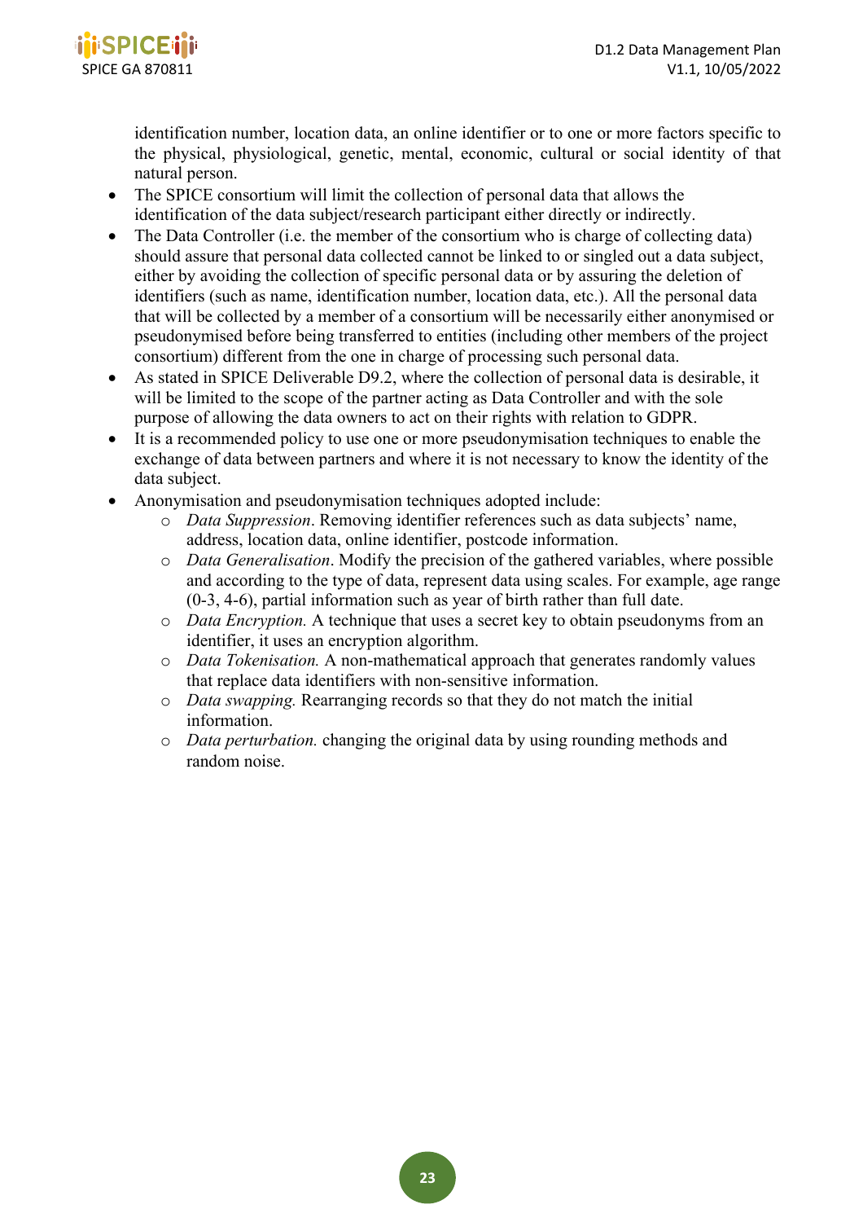identification number, location data, an online identifier or to one or more factors specific to the physical, physiological, genetic, mental, economic, cultural or social identity of that natural person.

- The SPICE consortium will limit the collection of personal data that allows the identification of the data subject/research participant either directly or indirectly.
- The Data Controller (i.e. the member of the consortium who is charge of collecting data) should assure that personal data collected cannot be linked to or singled out a data subject, either by avoiding the collection of specific personal data or by assuring the deletion of identifiers (such as name, identification number, location data, etc.). All the personal data that will be collected by a member of a consortium will be necessarily either anonymised or pseudonymised before being transferred to entities (including other members of the project consortium) different from the one in charge of processing such personal data.
- As stated in SPICE Deliverable D9.2, where the collection of personal data is desirable, it will be limited to the scope of the partner acting as Data Controller and with the sole purpose of allowing the data owners to act on their rights with relation to GDPR.
- It is a recommended policy to use one or more pseudonymisation techniques to enable the exchange of data between partners and where it is not necessary to know the identity of the data subject.
- Anonymisation and pseudonymisation techniques adopted include:
  - *Data Suppression*. Removing identifier references such as data subjects' name, address, location data, online identifier, postcode information.
  - *Data Generalisation*. Modify the precision of the gathered variables, where possible and according to the type of data, represent data using scales. For example, age range (0-3, 4-6), partial information such as year of birth rather than full date.
  - *Data Encryption.* A technique that uses a secret key to obtain pseudonyms from an identifier, it uses an encryption algorithm.
  - *Data Tokenisation.* A non-mathematical approach that generates randomly values that replace data identifiers with non-sensitive information.
  - *Data swapping.* Rearranging records so that they do not match the initial information.
  - *Data perturbation.* changing the original data by using rounding methods and random noise.